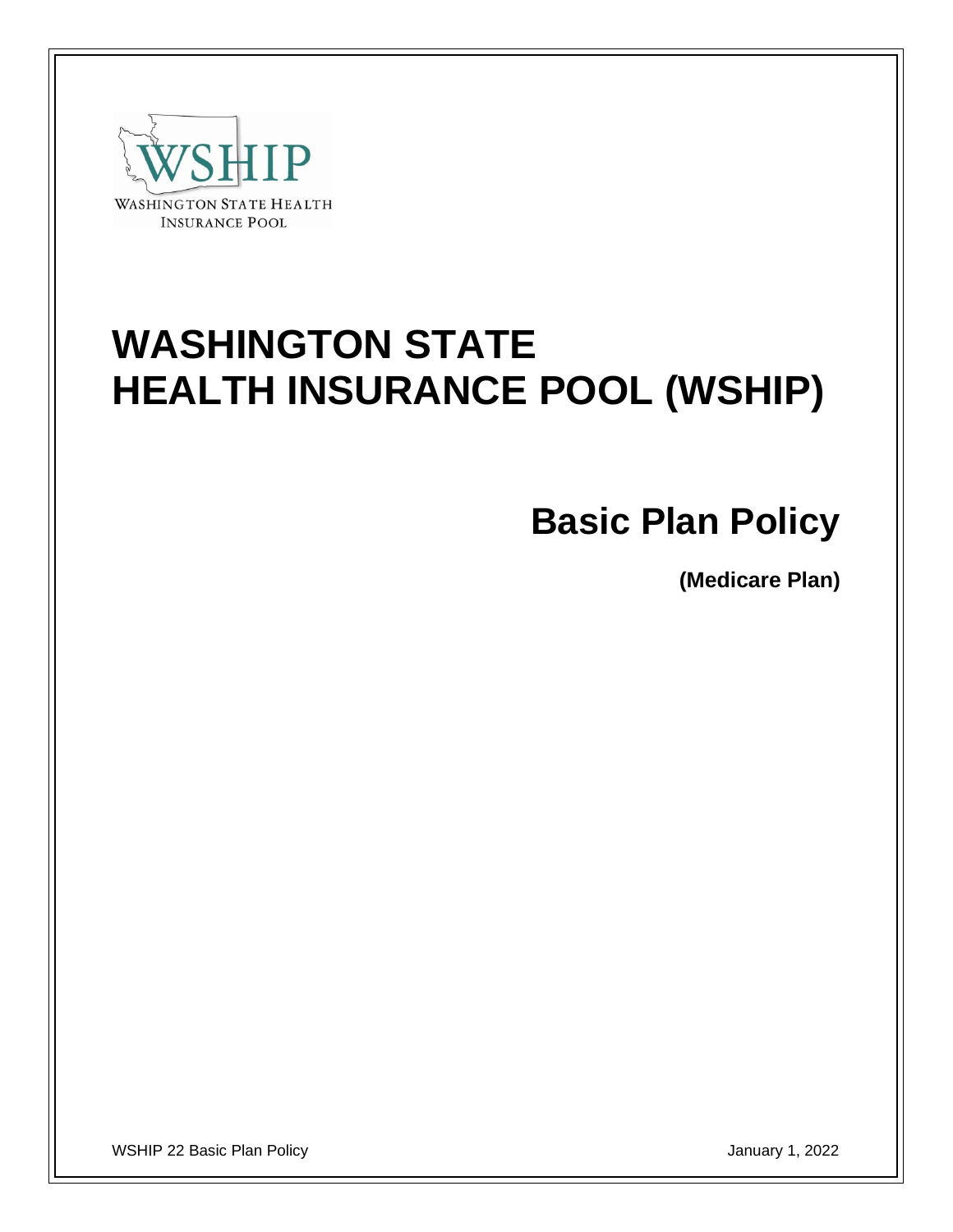WSHIP

WASHINGTON STATE HEALTH INSURANCE POOL

# WASHINGTON STATE HEALTH INSURANCE POOL (WSHIP)

## Basic Plan Policy

**(Medicare Plan)**

WSHIP 22 Basic Plan Policy

January 1, 2022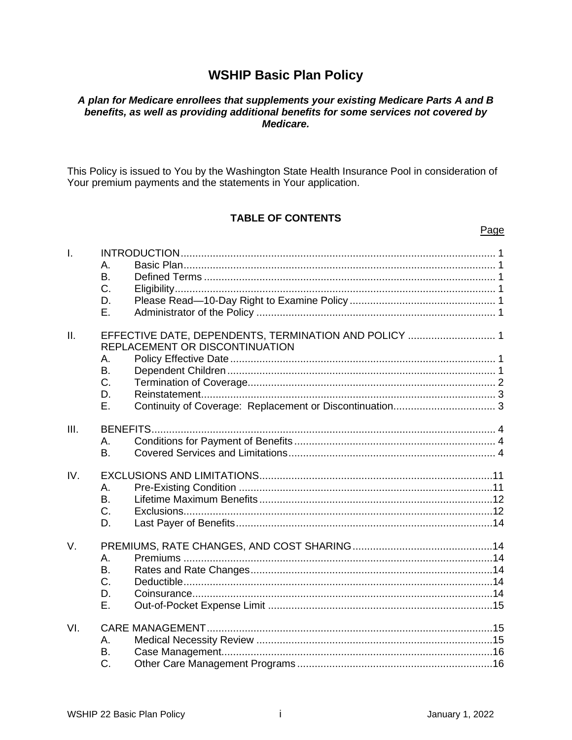# WSHIP Basic Plan Policy

***A plan for Medicare enrollees that supplements your existing Medicare Parts A and B benefits, as well as providing additional benefits for some services not covered by Medicare.***

This Policy is issued to You by the Washington State Health Insurance Pool in consideration of Your premium payments and the statements in Your application.

**TABLE OF CONTENTS**

| | | | Page |
|---|---|---|---|
| I. | INTRODUCTION | | 1 |
| | A. | Basic Plan | 1 |
| | B. | Defined Terms | 1 |
| | C. | Eligibility | 1 |
| | D. | Please Read—10-Day Right to Examine Policy | 1 |
| | E. | Administrator of the Policy | 1 |
| II. | EFFECTIVE DATE, DEPENDENTS, TERMINATION AND POLICY REPLACEMENT OR DISCONTINUATION | | 1 |
| | A. | Policy Effective Date | 1 |
| | B. | Dependent Children | 1 |
| | C. | Termination of Coverage | 2 |
| | D. | Reinstatement | 3 |
| | E. | Continuity of Coverage: Replacement or Discontinuation | 3 |
| III. | BENEFITS | | 4 |
| | A. | Conditions for Payment of Benefits | 4 |
| | B. | Covered Services and Limitations | 4 |
| IV. | EXCLUSIONS AND LIMITATIONS | | 11 |
| | A. | Pre-Existing Condition | 11 |
| | B. | Lifetime Maximum Benefits | 12 |
| | C. | Exclusions | 12 |
| | D. | Last Payer of Benefits | 14 |
| V. | PREMIUMS, RATE CHANGES, AND COST SHARING | | 14 |
| | A. | Premiums | 14 |
| | B. | Rates and Rate Changes | 14 |
| | C. | Deductible | 14 |
| | D. | Coinsurance | 14 |
| | E. | Out-of-Pocket Expense Limit | 15 |
| VI. | CARE MANAGEMENT | | 15 |
| | A. | Medical Necessity Review | 15 |
| | B. | Case Management | 16 |
| | C. | Other Care Management Programs | 16 |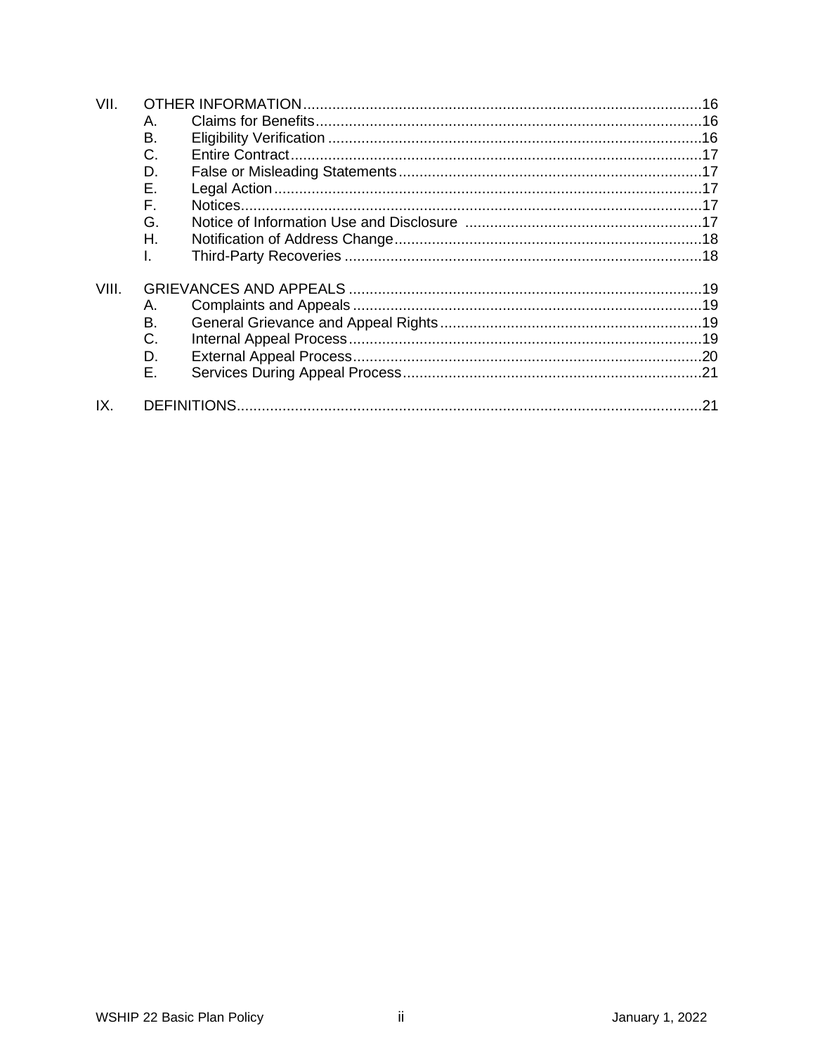VII. OTHER INFORMATION ....................................................................................16
- A. Claims for Benefits ....................................................................................16
- B. Eligibility Verification ....................................................................................16
- C. Entire Contract ....................................................................................17
- D. False or Misleading Statements ....................................................................................17
- E. Legal Action ....................................................................................17
- F. Notices ....................................................................................17
- G. Notice of Information Use and Disclosure ....................................................................................17
- H. Notification of Address Change ....................................................................................18
- I. Third-Party Recoveries ....................................................................................18

VIII. GRIEVANCES AND APPEALS ....................................................................................19
- A. Complaints and Appeals ....................................................................................19
- B. General Grievance and Appeal Rights ....................................................................................19
- C. Internal Appeal Process ....................................................................................19
- D. External Appeal Process ....................................................................................20
- E. Services During Appeal Process ....................................................................................21

IX. DEFINITIONS ....................................................................................21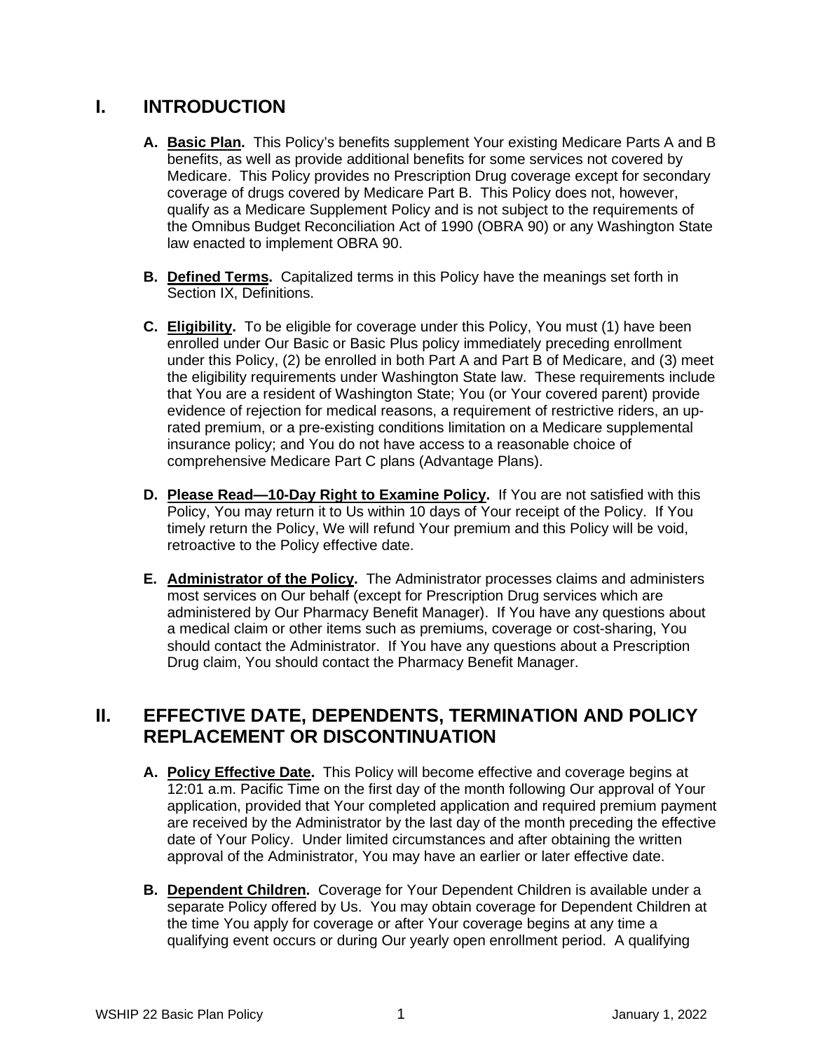## I. INTRODUCTION

**A. Basic Plan.** This Policy's benefits supplement Your existing Medicare Parts A and B benefits, as well as provide additional benefits for some services not covered by Medicare. This Policy provides no Prescription Drug coverage except for secondary coverage of drugs covered by Medicare Part B. This Policy does not, however, qualify as a Medicare Supplement Policy and is not subject to the requirements of the Omnibus Budget Reconciliation Act of 1990 (OBRA 90) or any Washington State law enacted to implement OBRA 90.

**B. Defined Terms.** Capitalized terms in this Policy have the meanings set forth in Section IX, Definitions.

**C. Eligibility.** To be eligible for coverage under this Policy, You must (1) have been enrolled under Our Basic or Basic Plus policy immediately preceding enrollment under this Policy, (2) be enrolled in both Part A and Part B of Medicare, and (3) meet the eligibility requirements under Washington State law. These requirements include that You are a resident of Washington State; You (or Your covered parent) provide evidence of rejection for medical reasons, a requirement of restrictive riders, an up-rated premium, or a pre-existing conditions limitation on a Medicare supplemental insurance policy; and You do not have access to a reasonable choice of comprehensive Medicare Part C plans (Advantage Plans).

**D. Please Read—10-Day Right to Examine Policy.** If You are not satisfied with this Policy, You may return it to Us within 10 days of Your receipt of the Policy. If You timely return the Policy, We will refund Your premium and this Policy will be void, retroactive to the Policy effective date.

**E. Administrator of the Policy.** The Administrator processes claims and administers most services on Our behalf (except for Prescription Drug services which are administered by Our Pharmacy Benefit Manager). If You have any questions about a medical claim or other items such as premiums, coverage or cost-sharing, You should contact the Administrator. If You have any questions about a Prescription Drug claim, You should contact the Pharmacy Benefit Manager.

## II. EFFECTIVE DATE, DEPENDENTS, TERMINATION AND POLICY REPLACEMENT OR DISCONTINUATION

**A. Policy Effective Date.** This Policy will become effective and coverage begins at 12:01 a.m. Pacific Time on the first day of the month following Our approval of Your application, provided that Your completed application and required premium payment are received by the Administrator by the last day of the month preceding the effective date of Your Policy. Under limited circumstances and after obtaining the written approval of the Administrator, You may have an earlier or later effective date.

**B. Dependent Children.** Coverage for Your Dependent Children is available under a separate Policy offered by Us. You may obtain coverage for Dependent Children at the time You apply for coverage or after Your coverage begins at any time a qualifying event occurs or during Our yearly open enrollment period. A qualifying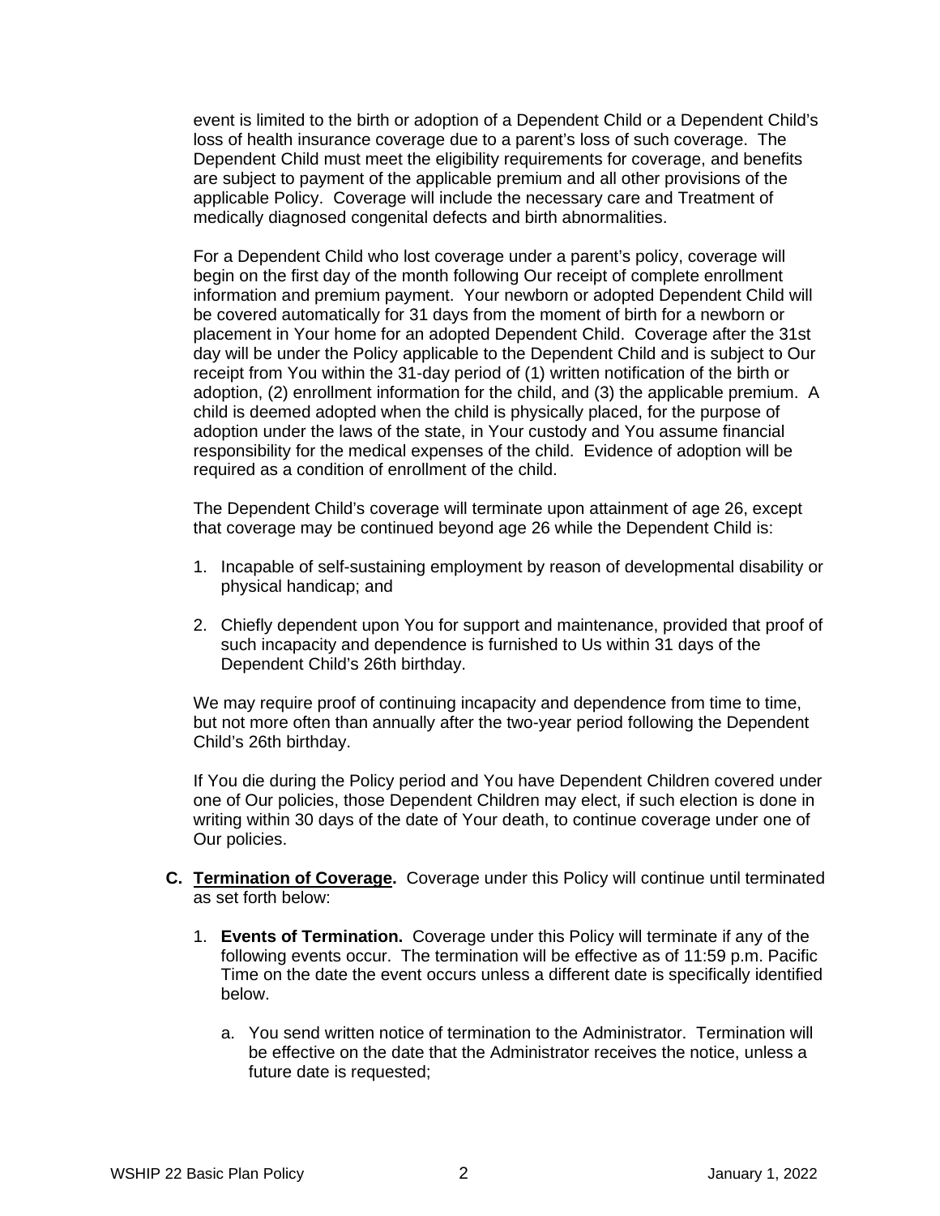event is limited to the birth or adoption of a Dependent Child or a Dependent Child's loss of health insurance coverage due to a parent's loss of such coverage. The Dependent Child must meet the eligibility requirements for coverage, and benefits are subject to payment of the applicable premium and all other provisions of the applicable Policy. Coverage will include the necessary care and Treatment of medically diagnosed congenital defects and birth abnormalities.

For a Dependent Child who lost coverage under a parent's policy, coverage will begin on the first day of the month following Our receipt of complete enrollment information and premium payment. Your newborn or adopted Dependent Child will be covered automatically for 31 days from the moment of birth for a newborn or placement in Your home for an adopted Dependent Child. Coverage after the 31st day will be under the Policy applicable to the Dependent Child and is subject to Our receipt from You within the 31-day period of (1) written notification of the birth or adoption, (2) enrollment information for the child, and (3) the applicable premium. A child is deemed adopted when the child is physically placed, for the purpose of adoption under the laws of the state, in Your custody and You assume financial responsibility for the medical expenses of the child. Evidence of adoption will be required as a condition of enrollment of the child.

The Dependent Child's coverage will terminate upon attainment of age 26, except that coverage may be continued beyond age 26 while the Dependent Child is:

1. Incapable of self-sustaining employment by reason of developmental disability or physical handicap; and
2. Chiefly dependent upon You for support and maintenance, provided that proof of such incapacity and dependence is furnished to Us within 31 days of the Dependent Child's 26th birthday.

We may require proof of continuing incapacity and dependence from time to time, but not more often than annually after the two-year period following the Dependent Child's 26th birthday.

If You die during the Policy period and You have Dependent Children covered under one of Our policies, those Dependent Children may elect, if such election is done in writing within 30 days of the date of Your death, to continue coverage under one of Our policies.

**C. Termination of Coverage.** Coverage under this Policy will continue until terminated as set forth below:

1. **Events of Termination.** Coverage under this Policy will terminate if any of the following events occur. The termination will be effective as of 11:59 p.m. Pacific Time on the date the event occurs unless a different date is specifically identified below.

   a. You send written notice of termination to the Administrator. Termination will be effective on the date that the Administrator receives the notice, unless a future date is requested;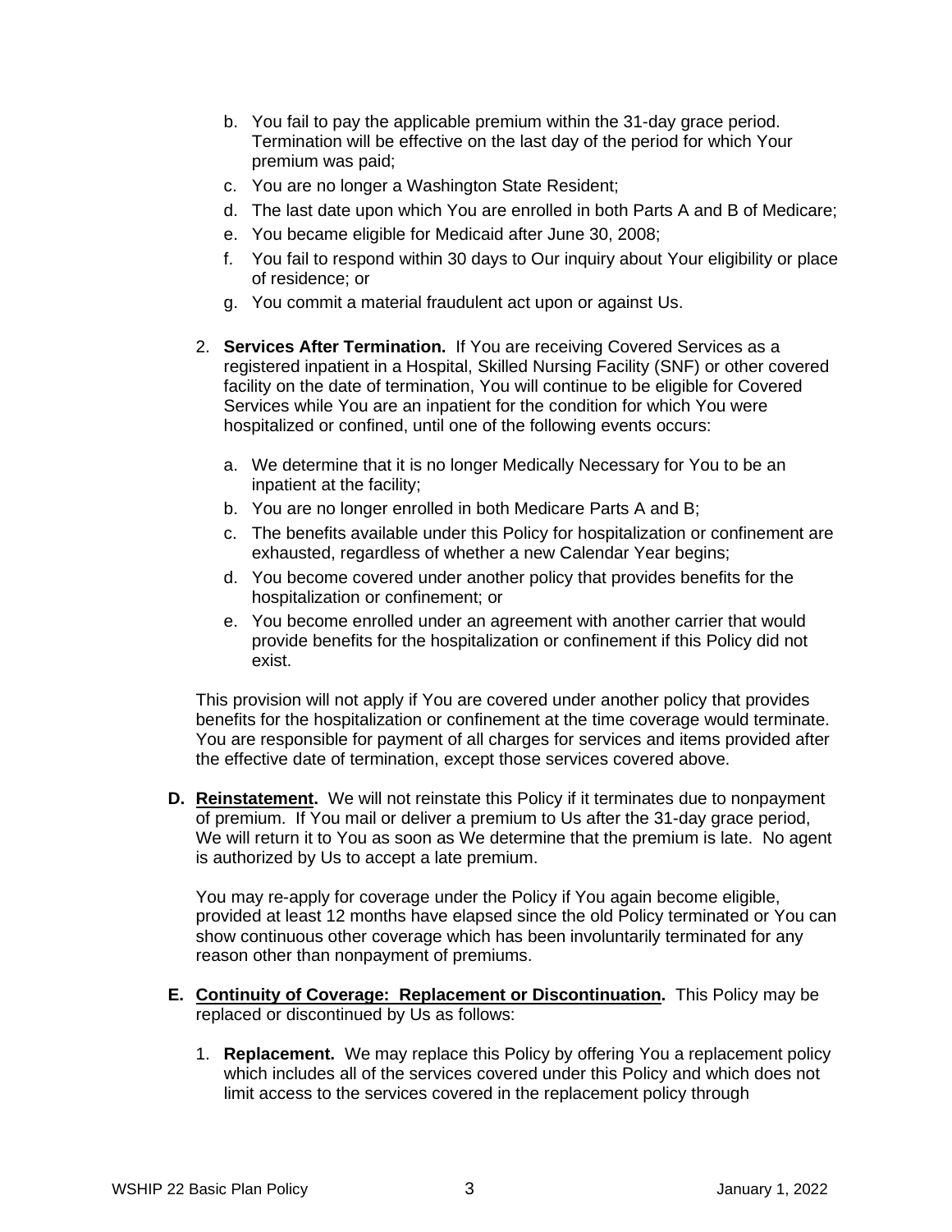b. You fail to pay the applicable premium within the 31-day grace period. Termination will be effective on the last day of the period for which Your premium was paid;
c. You are no longer a Washington State Resident;
d. The last date upon which You are enrolled in both Parts A and B of Medicare;
e. You became eligible for Medicaid after June 30, 2008;
f. You fail to respond within 30 days to Our inquiry about Your eligibility or place of residence; or
g. You commit a material fraudulent act upon or against Us.

2. **Services After Termination.** If You are receiving Covered Services as a registered inpatient in a Hospital, Skilled Nursing Facility (SNF) or other covered facility on the date of termination, You will continue to be eligible for Covered Services while You are an inpatient for the condition for which You were hospitalized or confined, until one of the following events occurs:

   a. We determine that it is no longer Medically Necessary for You to be an inpatient at the facility;
   b. You are no longer enrolled in both Medicare Parts A and B;
   c. The benefits available under this Policy for hospitalization or confinement are exhausted, regardless of whether a new Calendar Year begins;
   d. You become covered under another policy that provides benefits for the hospitalization or confinement; or
   e. You become enrolled under an agreement with another carrier that would provide benefits for the hospitalization or confinement if this Policy did not exist.

   This provision will not apply if You are covered under another policy that provides benefits for the hospitalization or confinement at the time coverage would terminate. You are responsible for payment of all charges for services and items provided after the effective date of termination, except those services covered above.

**D. Reinstatement.** We will not reinstate this Policy if it terminates due to nonpayment of premium. If You mail or deliver a premium to Us after the 31-day grace period, We will return it to You as soon as We determine that the premium is late. No agent is authorized by Us to accept a late premium.

You may re-apply for coverage under the Policy if You again become eligible, provided at least 12 months have elapsed since the old Policy terminated or You can show continuous other coverage which has been involuntarily terminated for any reason other than nonpayment of premiums.

**E. Continuity of Coverage: Replacement or Discontinuation.** This Policy may be replaced or discontinued by Us as follows:

1. **Replacement.** We may replace this Policy by offering You a replacement policy which includes all of the services covered under this Policy and which does not limit access to the services covered in the replacement policy through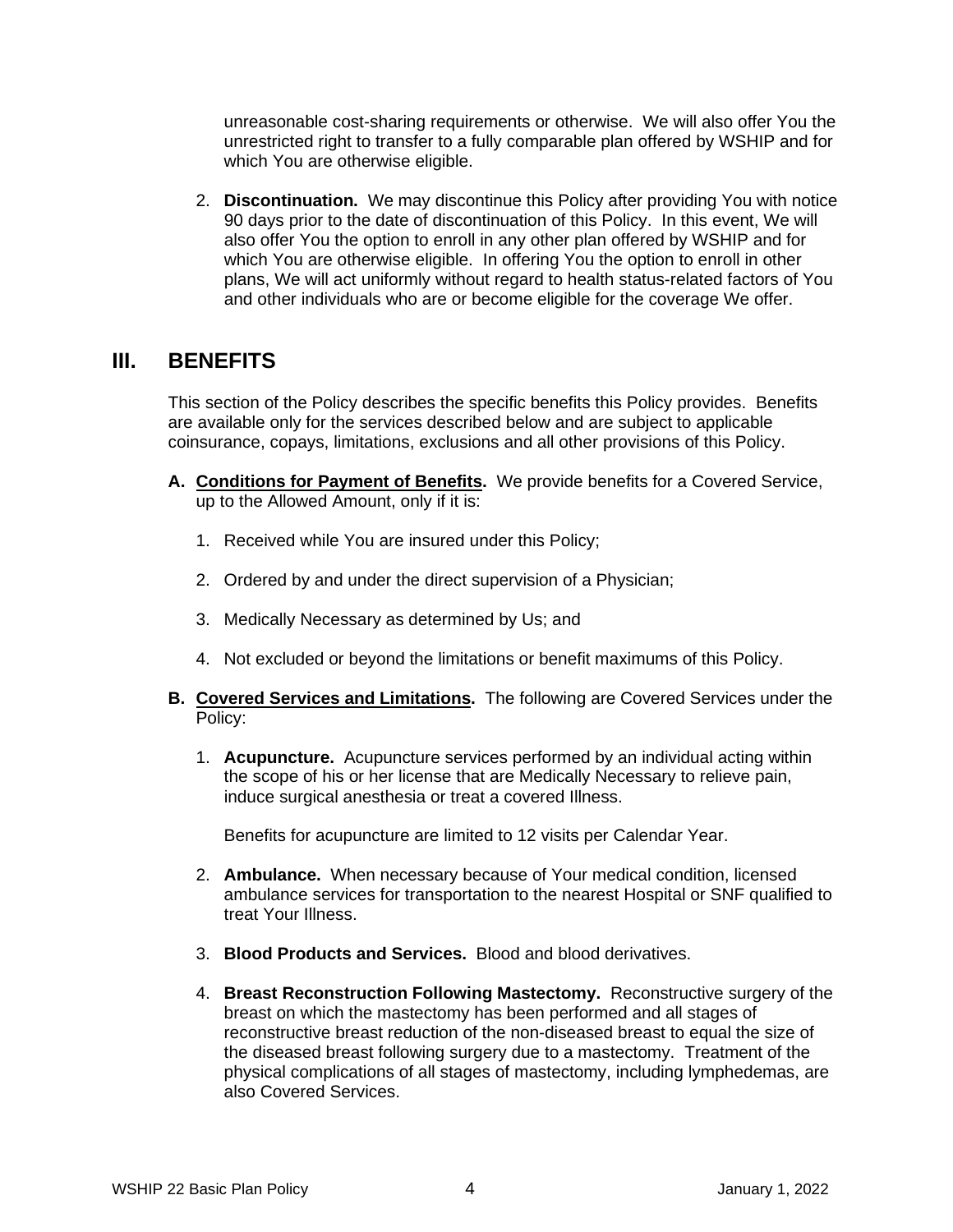unreasonable cost-sharing requirements or otherwise. We will also offer You the unrestricted right to transfer to a fully comparable plan offered by WSHIP and for which You are otherwise eligible.

2. **Discontinuation.** We may discontinue this Policy after providing You with notice 90 days prior to the date of discontinuation of this Policy. In this event, We will also offer You the option to enroll in any other plan offered by WSHIP and for which You are otherwise eligible. In offering You the option to enroll in other plans, We will act uniformly without regard to health status-related factors of You and other individuals who are or become eligible for the coverage We offer.

## III. BENEFITS

This section of the Policy describes the specific benefits this Policy provides. Benefits are available only for the services described below and are subject to applicable coinsurance, copays, limitations, exclusions and all other provisions of this Policy.

**A. <u>Conditions for Payment of Benefits</u>.** We provide benefits for a Covered Service, up to the Allowed Amount, only if it is:

1. Received while You are insured under this Policy;
2. Ordered by and under the direct supervision of a Physician;
3. Medically Necessary as determined by Us; and
4. Not excluded or beyond the limitations or benefit maximums of this Policy.

**B. <u>Covered Services and Limitations</u>.** The following are Covered Services under the Policy:

1. **Acupuncture.** Acupuncture services performed by an individual acting within the scope of his or her license that are Medically Necessary to relieve pain, induce surgical anesthesia or treat a covered Illness.

   Benefits for acupuncture are limited to 12 visits per Calendar Year.

2. **Ambulance.** When necessary because of Your medical condition, licensed ambulance services for transportation to the nearest Hospital or SNF qualified to treat Your Illness.

3. **Blood Products and Services.** Blood and blood derivatives.

4. **Breast Reconstruction Following Mastectomy.** Reconstructive surgery of the breast on which the mastectomy has been performed and all stages of reconstructive breast reduction of the non-diseased breast to equal the size of the diseased breast following surgery due to a mastectomy. Treatment of the physical complications of all stages of mastectomy, including lymphedemas, are also Covered Services.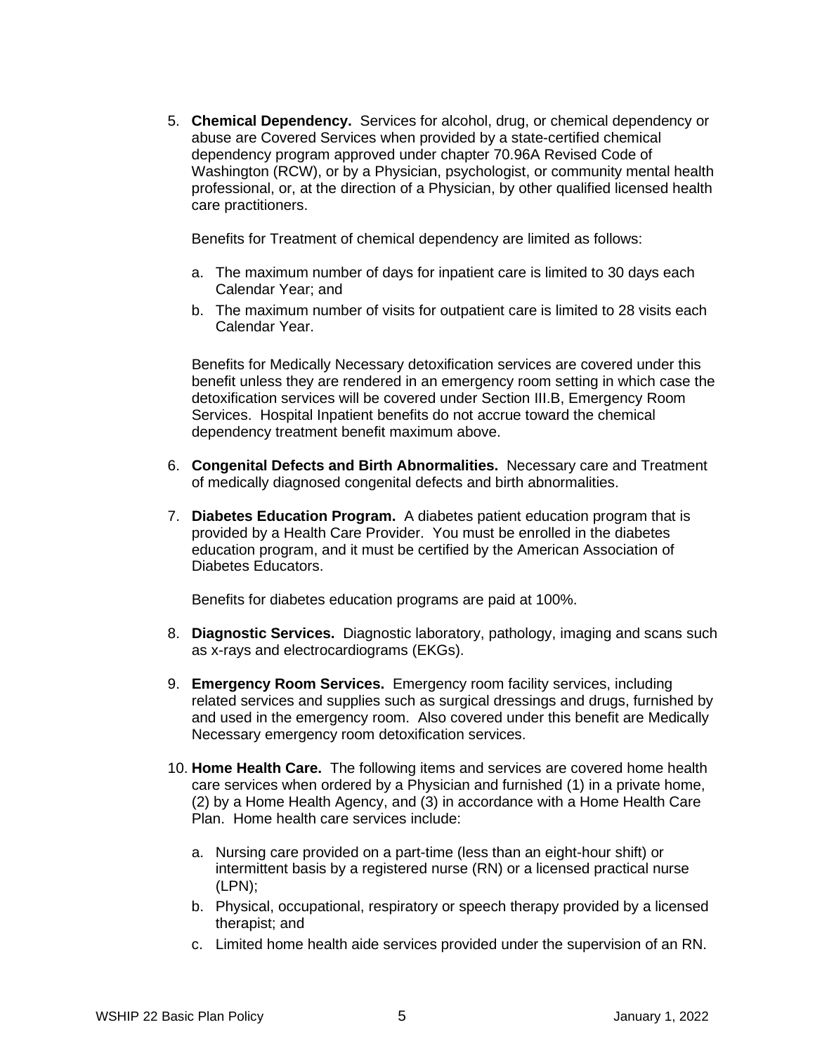5. **Chemical Dependency.** Services for alcohol, drug, or chemical dependency or abuse are Covered Services when provided by a state-certified chemical dependency program approved under chapter 70.96A Revised Code of Washington (RCW), or by a Physician, psychologist, or community mental health professional, or, at the direction of a Physician, by other qualified licensed health care practitioners.

   Benefits for Treatment of chemical dependency are limited as follows:

   a. The maximum number of days for inpatient care is limited to 30 days each Calendar Year; and
   b. The maximum number of visits for outpatient care is limited to 28 visits each Calendar Year.

   Benefits for Medically Necessary detoxification services are covered under this benefit unless they are rendered in an emergency room setting in which case the detoxification services will be covered under Section III.B, Emergency Room Services. Hospital Inpatient benefits do not accrue toward the chemical dependency treatment benefit maximum above.

6. **Congenital Defects and Birth Abnormalities.** Necessary care and Treatment of medically diagnosed congenital defects and birth abnormalities.

7. **Diabetes Education Program.** A diabetes patient education program that is provided by a Health Care Provider. You must be enrolled in the diabetes education program, and it must be certified by the American Association of Diabetes Educators.

   Benefits for diabetes education programs are paid at 100%.

8. **Diagnostic Services.** Diagnostic laboratory, pathology, imaging and scans such as x-rays and electrocardiograms (EKGs).

9. **Emergency Room Services.** Emergency room facility services, including related services and supplies such as surgical dressings and drugs, furnished by and used in the emergency room. Also covered under this benefit are Medically Necessary emergency room detoxification services.

10. **Home Health Care.** The following items and services are covered home health care services when ordered by a Physician and furnished (1) in a private home, (2) by a Home Health Agency, and (3) in accordance with a Home Health Care Plan. Home health care services include:

    a. Nursing care provided on a part-time (less than an eight-hour shift) or intermittent basis by a registered nurse (RN) or a licensed practical nurse (LPN);
    b. Physical, occupational, respiratory or speech therapy provided by a licensed therapist; and
    c. Limited home health aide services provided under the supervision of an RN.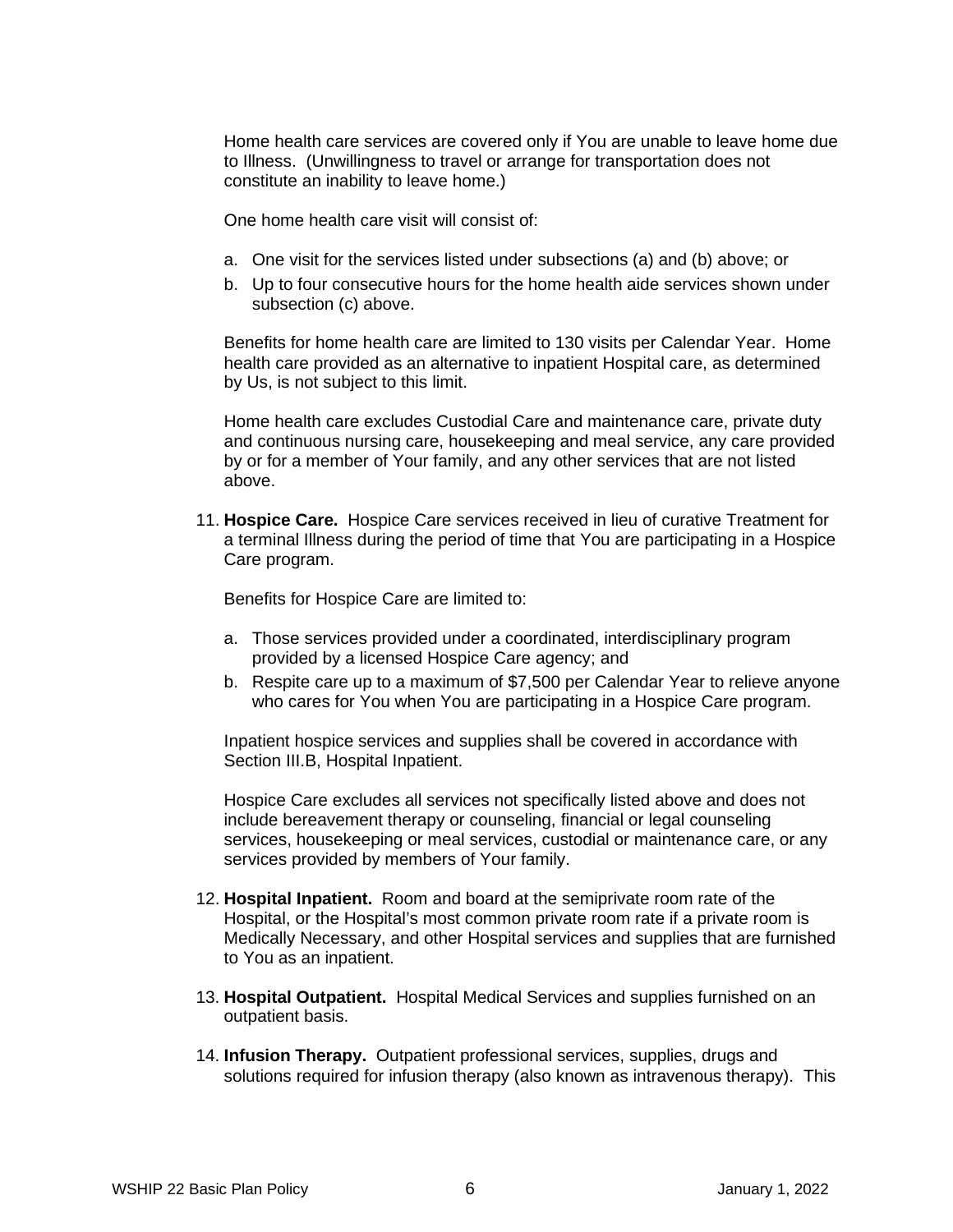Home health care services are covered only if You are unable to leave home due to Illness. (Unwillingness to travel or arrange for transportation does not constitute an inability to leave home.)

One home health care visit will consist of:

a. One visit for the services listed under subsections (a) and (b) above; or
b. Up to four consecutive hours for the home health aide services shown under subsection (c) above.

Benefits for home health care are limited to 130 visits per Calendar Year. Home health care provided as an alternative to inpatient Hospital care, as determined by Us, is not subject to this limit.

Home health care excludes Custodial Care and maintenance care, private duty and continuous nursing care, housekeeping and meal service, any care provided by or for a member of Your family, and any other services that are not listed above.

11. **Hospice Care.** Hospice Care services received in lieu of curative Treatment for a terminal Illness during the period of time that You are participating in a Hospice Care program.

    Benefits for Hospice Care are limited to:

    a. Those services provided under a coordinated, interdisciplinary program provided by a licensed Hospice Care agency; and
    b. Respite care up to a maximum of $7,500 per Calendar Year to relieve anyone who cares for You when You are participating in a Hospice Care program.

    Inpatient hospice services and supplies shall be covered in accordance with Section III.B, Hospital Inpatient.

    Hospice Care excludes all services not specifically listed above and does not include bereavement therapy or counseling, financial or legal counseling services, housekeeping or meal services, custodial or maintenance care, or any services provided by members of Your family.

12. **Hospital Inpatient.** Room and board at the semiprivate room rate of the Hospital, or the Hospital's most common private room rate if a private room is Medically Necessary, and other Hospital services and supplies that are furnished to You as an inpatient.

13. **Hospital Outpatient.** Hospital Medical Services and supplies furnished on an outpatient basis.

14. **Infusion Therapy.** Outpatient professional services, supplies, drugs and solutions required for infusion therapy (also known as intravenous therapy). This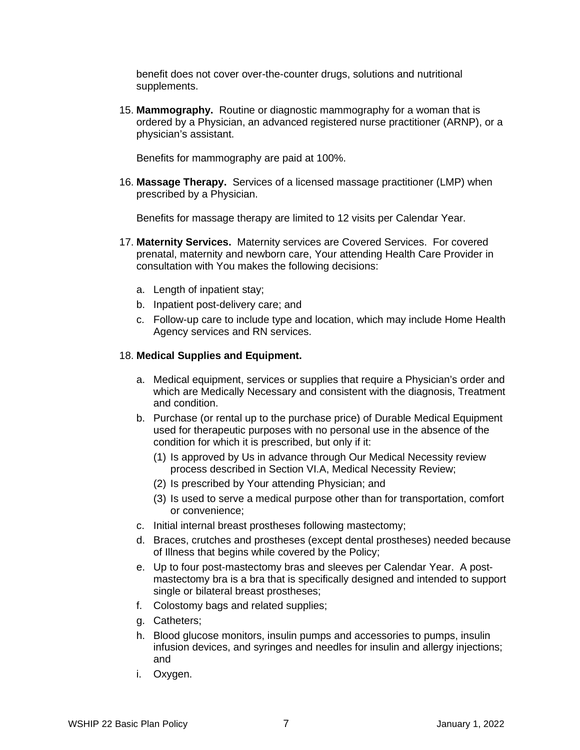benefit does not cover over-the-counter drugs, solutions and nutritional supplements.

15. **Mammography.** Routine or diagnostic mammography for a woman that is ordered by a Physician, an advanced registered nurse practitioner (ARNP), or a physician's assistant.

    Benefits for mammography are paid at 100%.

16. **Massage Therapy.** Services of a licensed massage practitioner (LMP) when prescribed by a Physician.

    Benefits for massage therapy are limited to 12 visits per Calendar Year.

17. **Maternity Services.** Maternity services are Covered Services. For covered prenatal, maternity and newborn care, Your attending Health Care Provider in consultation with You makes the following decisions:

    a. Length of inpatient stay;
    b. Inpatient post-delivery care; and
    c. Follow-up care to include type and location, which may include Home Health Agency services and RN services.

18. **Medical Supplies and Equipment.**

    a. Medical equipment, services or supplies that require a Physician's order and which are Medically Necessary and consistent with the diagnosis, Treatment and condition.
    b. Purchase (or rental up to the purchase price) of Durable Medical Equipment used for therapeutic purposes with no personal use in the absence of the condition for which it is prescribed, but only if it:
       (1) Is approved by Us in advance through Our Medical Necessity review process described in Section VI.A, Medical Necessity Review;
       (2) Is prescribed by Your attending Physician; and
       (3) Is used to serve a medical purpose other than for transportation, comfort or convenience;
    c. Initial internal breast prostheses following mastectomy;
    d. Braces, crutches and prostheses (except dental prostheses) needed because of Illness that begins while covered by the Policy;
    e. Up to four post-mastectomy bras and sleeves per Calendar Year. A post-mastectomy bra is a bra that is specifically designed and intended to support single or bilateral breast prostheses;
    f. Colostomy bags and related supplies;
    g. Catheters;
    h. Blood glucose monitors, insulin pumps and accessories to pumps, insulin infusion devices, and syringes and needles for insulin and allergy injections; and
    i. Oxygen.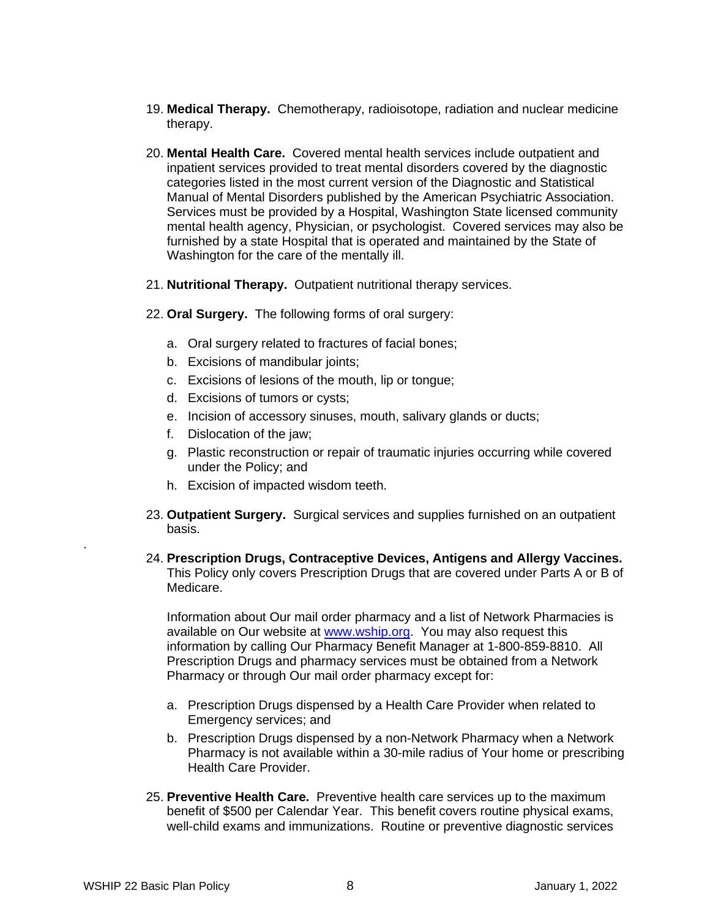19. **Medical Therapy.** Chemotherapy, radioisotope, radiation and nuclear medicine therapy.

20. **Mental Health Care.** Covered mental health services include outpatient and inpatient services provided to treat mental disorders covered by the diagnostic categories listed in the most current version of the Diagnostic and Statistical Manual of Mental Disorders published by the American Psychiatric Association. Services must be provided by a Hospital, Washington State licensed community mental health agency, Physician, or psychologist. Covered services may also be furnished by a state Hospital that is operated and maintained by the State of Washington for the care of the mentally ill.

21. **Nutritional Therapy.** Outpatient nutritional therapy services.

22. **Oral Surgery.** The following forms of oral surgery:

    a. Oral surgery related to fractures of facial bones;
    b. Excisions of mandibular joints;
    c. Excisions of lesions of the mouth, lip or tongue;
    d. Excisions of tumors or cysts;
    e. Incision of accessory sinuses, mouth, salivary glands or ducts;
    f. Dislocation of the jaw;
    g. Plastic reconstruction or repair of traumatic injuries occurring while covered under the Policy; and
    h. Excision of impacted wisdom teeth.

23. **Outpatient Surgery.** Surgical services and supplies furnished on an outpatient basis.

24. **Prescription Drugs, Contraceptive Devices, Antigens and Allergy Vaccines.** This Policy only covers Prescription Drugs that are covered under Parts A or B of Medicare.

    Information about Our mail order pharmacy and a list of Network Pharmacies is available on Our website at [www.wship.org](http://www.wship.org). You may also request this information by calling Our Pharmacy Benefit Manager at 1-800-859-8810. All Prescription Drugs and pharmacy services must be obtained from a Network Pharmacy or through Our mail order pharmacy except for:

    a. Prescription Drugs dispensed by a Health Care Provider when related to Emergency services; and
    b. Prescription Drugs dispensed by a non-Network Pharmacy when a Network Pharmacy is not available within a 30-mile radius of Your home or prescribing Health Care Provider.

25. **Preventive Health Care.** Preventive health care services up to the maximum benefit of $500 per Calendar Year. This benefit covers routine physical exams, well-child exams and immunizations. Routine or preventive diagnostic services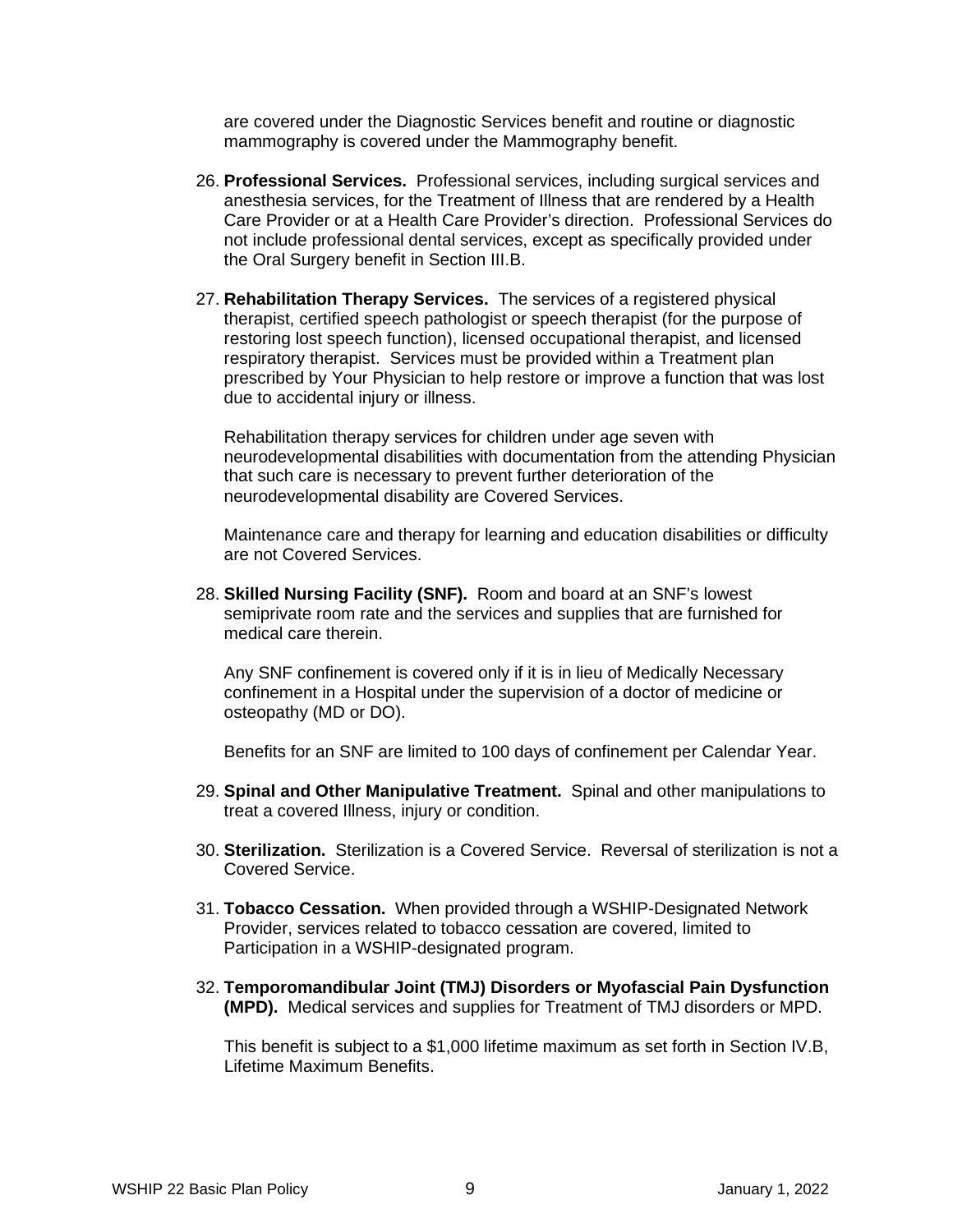are covered under the Diagnostic Services benefit and routine or diagnostic mammography is covered under the Mammography benefit.

26. **Professional Services.** Professional services, including surgical services and anesthesia services, for the Treatment of Illness that are rendered by a Health Care Provider or at a Health Care Provider's direction. Professional Services do not include professional dental services, except as specifically provided under the Oral Surgery benefit in Section III.B.

27. **Rehabilitation Therapy Services.** The services of a registered physical therapist, certified speech pathologist or speech therapist (for the purpose of restoring lost speech function), licensed occupational therapist, and licensed respiratory therapist. Services must be provided within a Treatment plan prescribed by Your Physician to help restore or improve a function that was lost due to accidental injury or illness.

    Rehabilitation therapy services for children under age seven with neurodevelopmental disabilities with documentation from the attending Physician that such care is necessary to prevent further deterioration of the neurodevelopmental disability are Covered Services.

    Maintenance care and therapy for learning and education disabilities or difficulty are not Covered Services.

28. **Skilled Nursing Facility (SNF).** Room and board at an SNF's lowest semiprivate room rate and the services and supplies that are furnished for medical care therein.

    Any SNF confinement is covered only if it is in lieu of Medically Necessary confinement in a Hospital under the supervision of a doctor of medicine or osteopathy (MD or DO).

    Benefits for an SNF are limited to 100 days of confinement per Calendar Year.

29. **Spinal and Other Manipulative Treatment.** Spinal and other manipulations to treat a covered Illness, injury or condition.

30. **Sterilization.** Sterilization is a Covered Service. Reversal of sterilization is not a Covered Service.

31. **Tobacco Cessation.** When provided through a WSHIP-Designated Network Provider, services related to tobacco cessation are covered, limited to Participation in a WSHIP-designated program.

32. **Temporomandibular Joint (TMJ) Disorders or Myofascial Pain Dysfunction (MPD).** Medical services and supplies for Treatment of TMJ disorders or MPD.

    This benefit is subject to a $1,000 lifetime maximum as set forth in Section IV.B, Lifetime Maximum Benefits.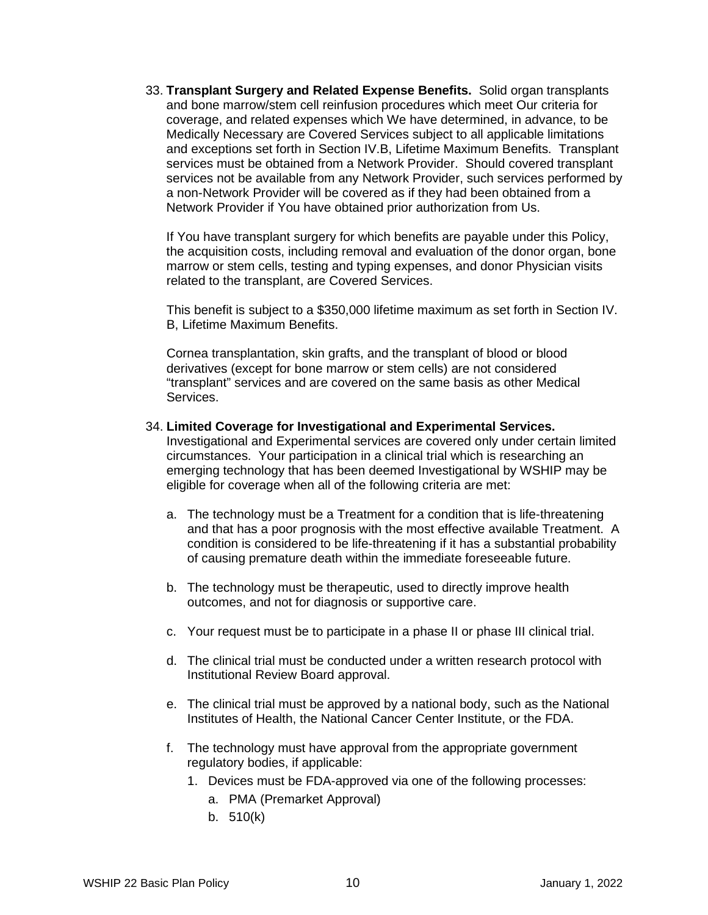33. **Transplant Surgery and Related Expense Benefits.** Solid organ transplants and bone marrow/stem cell reinfusion procedures which meet Our criteria for coverage, and related expenses which We have determined, in advance, to be Medically Necessary are Covered Services subject to all applicable limitations and exceptions set forth in Section IV.B, Lifetime Maximum Benefits. Transplant services must be obtained from a Network Provider. Should covered transplant services not be available from any Network Provider, such services performed by a non-Network Provider will be covered as if they had been obtained from a Network Provider if You have obtained prior authorization from Us.

    If You have transplant surgery for which benefits are payable under this Policy, the acquisition costs, including removal and evaluation of the donor organ, bone marrow or stem cells, testing and typing expenses, and donor Physician visits related to the transplant, are Covered Services.

    This benefit is subject to a $350,000 lifetime maximum as set forth in Section IV. B, Lifetime Maximum Benefits.

    Cornea transplantation, skin grafts, and the transplant of blood or blood derivatives (except for bone marrow or stem cells) are not considered "transplant" services and are covered on the same basis as other Medical Services.

34. **Limited Coverage for Investigational and Experimental Services.** Investigational and Experimental services are covered only under certain limited circumstances. Your participation in a clinical trial which is researching an emerging technology that has been deemed Investigational by WSHIP may be eligible for coverage when all of the following criteria are met:

    a. The technology must be a Treatment for a condition that is life-threatening and that has a poor prognosis with the most effective available Treatment. A condition is considered to be life-threatening if it has a substantial probability of causing premature death within the immediate foreseeable future.

    b. The technology must be therapeutic, used to directly improve health outcomes, and not for diagnosis or supportive care.

    c. Your request must be to participate in a phase II or phase III clinical trial.

    d. The clinical trial must be conducted under a written research protocol with Institutional Review Board approval.

    e. The clinical trial must be approved by a national body, such as the National Institutes of Health, the National Cancer Center Institute, or the FDA.

    f. The technology must have approval from the appropriate government regulatory bodies, if applicable:
        1. Devices must be FDA-approved via one of the following processes:
            a. PMA (Premarket Approval)
            b. 510(k)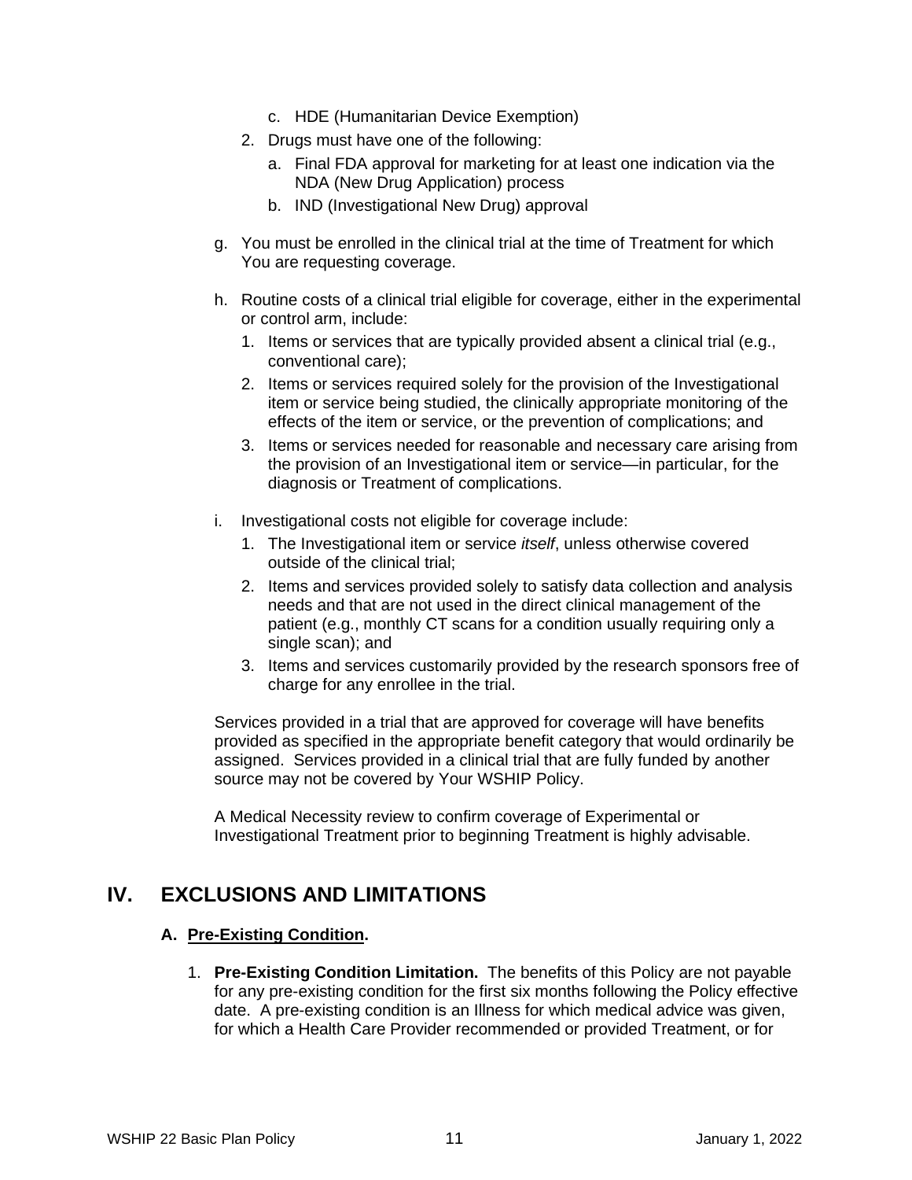c. HDE (Humanitarian Device Exemption)

2. Drugs must have one of the following:
   a. Final FDA approval for marketing for at least one indication via the NDA (New Drug Application) process
   b. IND (Investigational New Drug) approval

g. You must be enrolled in the clinical trial at the time of Treatment for which You are requesting coverage.

h. Routine costs of a clinical trial eligible for coverage, either in the experimental or control arm, include:
   1. Items or services that are typically provided absent a clinical trial (e.g., conventional care);
   2. Items or services required solely for the provision of the Investigational item or service being studied, the clinically appropriate monitoring of the effects of the item or service, or the prevention of complications; and
   3. Items or services needed for reasonable and necessary care arising from the provision of an Investigational item or service—in particular, for the diagnosis or Treatment of complications.

i. Investigational costs not eligible for coverage include:
   1. The Investigational item or service *itself*, unless otherwise covered outside of the clinical trial;
   2. Items and services provided solely to satisfy data collection and analysis needs and that are not used in the direct clinical management of the patient (e.g., monthly CT scans for a condition usually requiring only a single scan); and
   3. Items and services customarily provided by the research sponsors free of charge for any enrollee in the trial.

Services provided in a trial that are approved for coverage will have benefits provided as specified in the appropriate benefit category that would ordinarily be assigned. Services provided in a clinical trial that are fully funded by another source may not be covered by Your WSHIP Policy.

A Medical Necessity review to confirm coverage of Experimental or Investigational Treatment prior to beginning Treatment is highly advisable.

# IV. EXCLUSIONS AND LIMITATIONS

### A. <u>Pre-Existing Condition</u>.

1. **Pre-Existing Condition Limitation.** The benefits of this Policy are not payable for any pre-existing condition for the first six months following the Policy effective date. A pre-existing condition is an Illness for which medical advice was given, for which a Health Care Provider recommended or provided Treatment, or for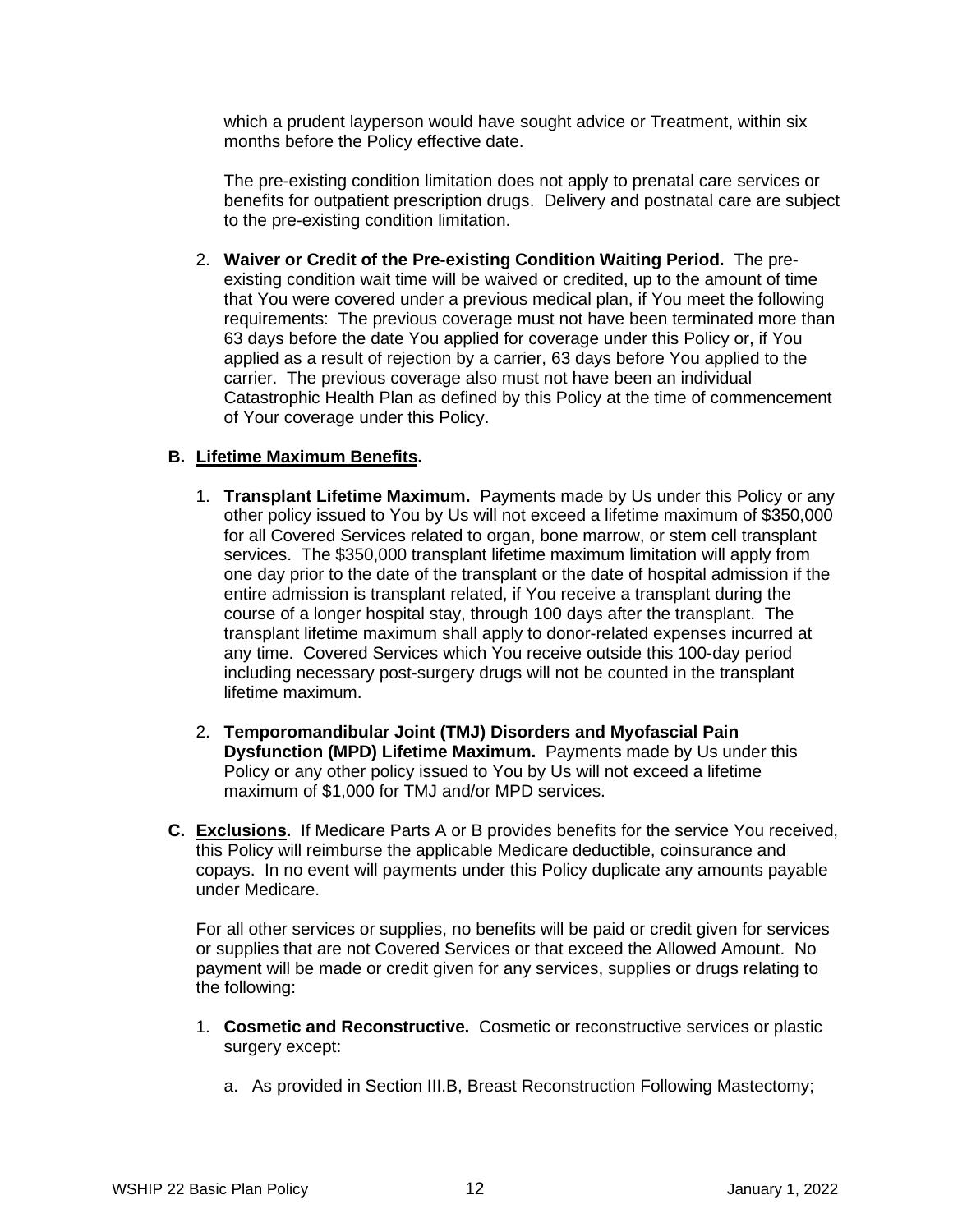which a prudent layperson would have sought advice or Treatment, within six months before the Policy effective date.

The pre-existing condition limitation does not apply to prenatal care services or benefits for outpatient prescription drugs. Delivery and postnatal care are subject to the pre-existing condition limitation.

2. **Waiver or Credit of the Pre-existing Condition Waiting Period.** The pre-existing condition wait time will be waived or credited, up to the amount of time that You were covered under a previous medical plan, if You meet the following requirements: The previous coverage must not have been terminated more than 63 days before the date You applied for coverage under this Policy or, if You applied as a result of rejection by a carrier, 63 days before You applied to the carrier. The previous coverage also must not have been an individual Catastrophic Health Plan as defined by this Policy at the time of commencement of Your coverage under this Policy.

**B. Lifetime Maximum Benefits.**

1. **Transplant Lifetime Maximum.** Payments made by Us under this Policy or any other policy issued to You by Us will not exceed a lifetime maximum of $350,000 for all Covered Services related to organ, bone marrow, or stem cell transplant services. The $350,000 transplant lifetime maximum limitation will apply from one day prior to the date of the transplant or the date of hospital admission if the entire admission is transplant related, if You receive a transplant during the course of a longer hospital stay, through 100 days after the transplant. The transplant lifetime maximum shall apply to donor-related expenses incurred at any time. Covered Services which You receive outside this 100-day period including necessary post-surgery drugs will not be counted in the transplant lifetime maximum.

2. **Temporomandibular Joint (TMJ) Disorders and Myofascial Pain Dysfunction (MPD) Lifetime Maximum.** Payments made by Us under this Policy or any other policy issued to You by Us will not exceed a lifetime maximum of $1,000 for TMJ and/or MPD services.

**C. Exclusions.** If Medicare Parts A or B provides benefits for the service You received, this Policy will reimburse the applicable Medicare deductible, coinsurance and copays. In no event will payments under this Policy duplicate any amounts payable under Medicare.

For all other services or supplies, no benefits will be paid or credit given for services or supplies that are not Covered Services or that exceed the Allowed Amount. No payment will be made or credit given for any services, supplies or drugs relating to the following:

1. **Cosmetic and Reconstructive.** Cosmetic or reconstructive services or plastic surgery except:

   a. As provided in Section III.B, Breast Reconstruction Following Mastectomy;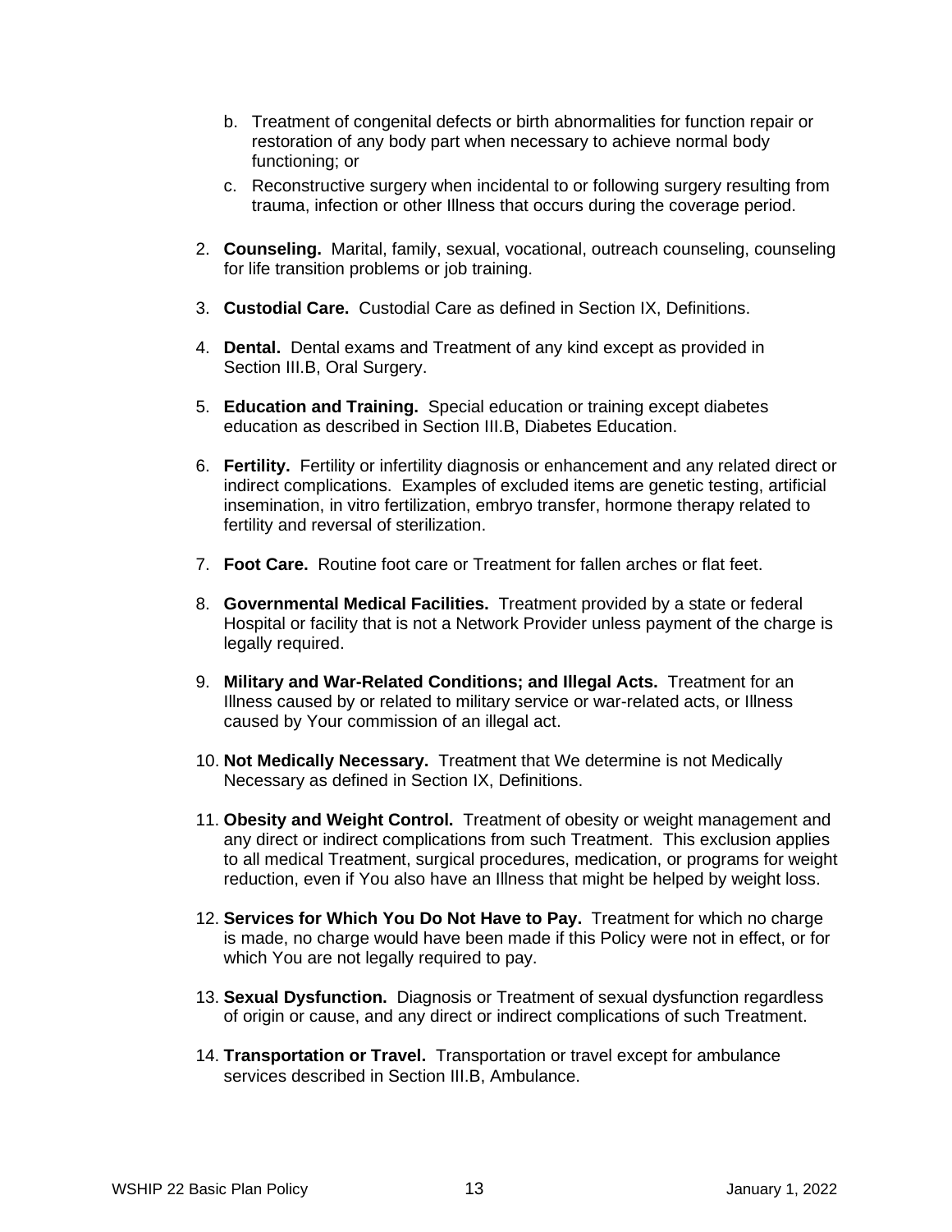b. Treatment of congenital defects or birth abnormalities for function repair or restoration of any body part when necessary to achieve normal body functioning; or

c. Reconstructive surgery when incidental to or following surgery resulting from trauma, infection or other Illness that occurs during the coverage period.

2. **Counseling.** Marital, family, sexual, vocational, outreach counseling, counseling for life transition problems or job training.

3. **Custodial Care.** Custodial Care as defined in Section IX, Definitions.

4. **Dental.** Dental exams and Treatment of any kind except as provided in Section III.B, Oral Surgery.

5. **Education and Training.** Special education or training except diabetes education as described in Section III.B, Diabetes Education.

6. **Fertility.** Fertility or infertility diagnosis or enhancement and any related direct or indirect complications. Examples of excluded items are genetic testing, artificial insemination, in vitro fertilization, embryo transfer, hormone therapy related to fertility and reversal of sterilization.

7. **Foot Care.** Routine foot care or Treatment for fallen arches or flat feet.

8. **Governmental Medical Facilities.** Treatment provided by a state or federal Hospital or facility that is not a Network Provider unless payment of the charge is legally required.

9. **Military and War-Related Conditions; and Illegal Acts.** Treatment for an Illness caused by or related to military service or war-related acts, or Illness caused by Your commission of an illegal act.

10. **Not Medically Necessary.** Treatment that We determine is not Medically Necessary as defined in Section IX, Definitions.

11. **Obesity and Weight Control.** Treatment of obesity or weight management and any direct or indirect complications from such Treatment. This exclusion applies to all medical Treatment, surgical procedures, medication, or programs for weight reduction, even if You also have an Illness that might be helped by weight loss.

12. **Services for Which You Do Not Have to Pay.** Treatment for which no charge is made, no charge would have been made if this Policy were not in effect, or for which You are not legally required to pay.

13. **Sexual Dysfunction.** Diagnosis or Treatment of sexual dysfunction regardless of origin or cause, and any direct or indirect complications of such Treatment.

14. **Transportation or Travel.** Transportation or travel except for ambulance services described in Section III.B, Ambulance.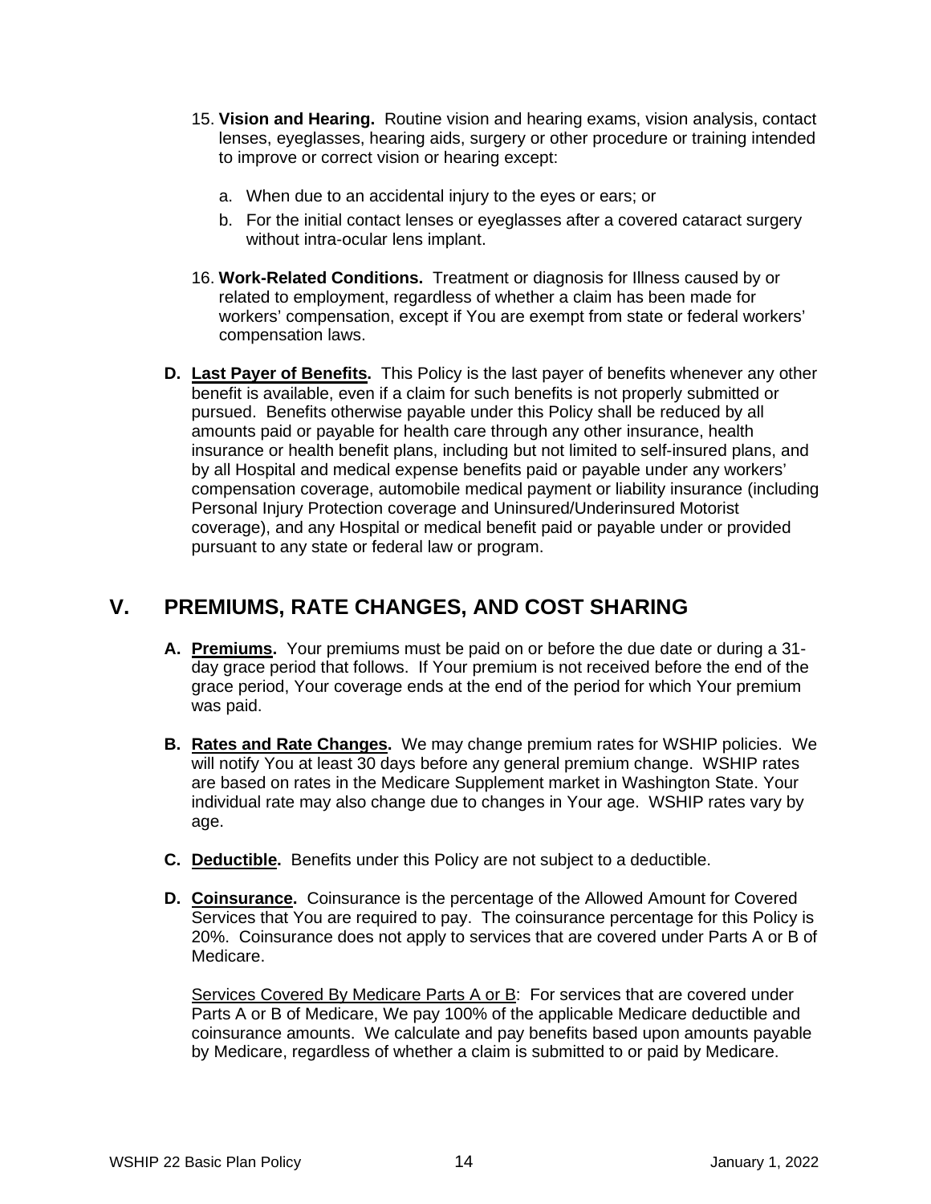15. **Vision and Hearing.** Routine vision and hearing exams, vision analysis, contact lenses, eyeglasses, hearing aids, surgery or other procedure or training intended to improve or correct vision or hearing except:

    a. When due to an accidental injury to the eyes or ears; or

    b. For the initial contact lenses or eyeglasses after a covered cataract surgery without intra-ocular lens implant.

16. **Work-Related Conditions.** Treatment or diagnosis for Illness caused by or related to employment, regardless of whether a claim has been made for workers' compensation, except if You are exempt from state or federal workers' compensation laws.

**D. Last Payer of Benefits.** This Policy is the last payer of benefits whenever any other benefit is available, even if a claim for such benefits is not properly submitted or pursued. Benefits otherwise payable under this Policy shall be reduced by all amounts paid or payable for health care through any other insurance, health insurance or health benefit plans, including but not limited to self-insured plans, and by all Hospital and medical expense benefits paid or payable under any workers' compensation coverage, automobile medical payment or liability insurance (including Personal Injury Protection coverage and Uninsured/Underinsured Motorist coverage), and any Hospital or medical benefit paid or payable under or provided pursuant to any state or federal law or program.

## V. PREMIUMS, RATE CHANGES, AND COST SHARING

**A. Premiums.** Your premiums must be paid on or before the due date or during a 31-day grace period that follows. If Your premium is not received before the end of the grace period, Your coverage ends at the end of the period for which Your premium was paid.

**B. Rates and Rate Changes.** We may change premium rates for WSHIP policies. We will notify You at least 30 days before any general premium change. WSHIP rates are based on rates in the Medicare Supplement market in Washington State. Your individual rate may also change due to changes in Your age. WSHIP rates vary by age.

**C. Deductible.** Benefits under this Policy are not subject to a deductible.

**D. Coinsurance.** Coinsurance is the percentage of the Allowed Amount for Covered Services that You are required to pay. The coinsurance percentage for this Policy is 20%. Coinsurance does not apply to services that are covered under Parts A or B of Medicare.

Services Covered By Medicare Parts A or B: For services that are covered under Parts A or B of Medicare, We pay 100% of the applicable Medicare deductible and coinsurance amounts. We calculate and pay benefits based upon amounts payable by Medicare, regardless of whether a claim is submitted to or paid by Medicare.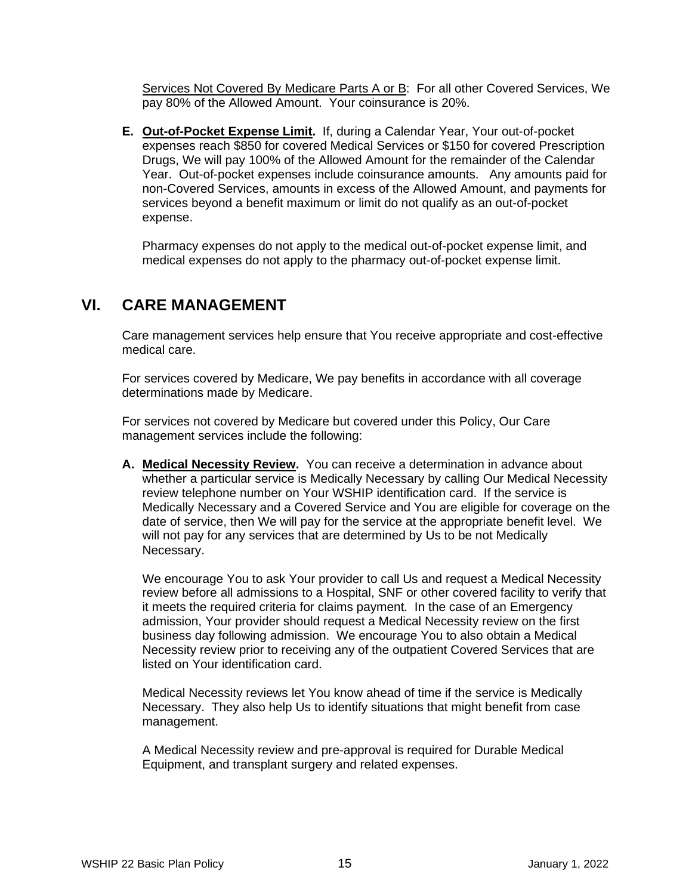Services Not Covered By Medicare Parts A or B: For all other Covered Services, We pay 80% of the Allowed Amount. Your coinsurance is 20%.

**E. Out-of-Pocket Expense Limit.** If, during a Calendar Year, Your out-of-pocket expenses reach $850 for covered Medical Services or $150 for covered Prescription Drugs, We will pay 100% of the Allowed Amount for the remainder of the Calendar Year. Out-of-pocket expenses include coinsurance amounts. Any amounts paid for non-Covered Services, amounts in excess of the Allowed Amount, and payments for services beyond a benefit maximum or limit do not qualify as an out-of-pocket expense.

Pharmacy expenses do not apply to the medical out-of-pocket expense limit, and medical expenses do not apply to the pharmacy out-of-pocket expense limit.

## VI. CARE MANAGEMENT

Care management services help ensure that You receive appropriate and cost-effective medical care.

For services covered by Medicare, We pay benefits in accordance with all coverage determinations made by Medicare.

For services not covered by Medicare but covered under this Policy, Our Care management services include the following:

**A. Medical Necessity Review.** You can receive a determination in advance about whether a particular service is Medically Necessary by calling Our Medical Necessity review telephone number on Your WSHIP identification card. If the service is Medically Necessary and a Covered Service and You are eligible for coverage on the date of service, then We will pay for the service at the appropriate benefit level. We will not pay for any services that are determined by Us to be not Medically Necessary.

We encourage You to ask Your provider to call Us and request a Medical Necessity review before all admissions to a Hospital, SNF or other covered facility to verify that it meets the required criteria for claims payment. In the case of an Emergency admission, Your provider should request a Medical Necessity review on the first business day following admission. We encourage You to also obtain a Medical Necessity review prior to receiving any of the outpatient Covered Services that are listed on Your identification card.

Medical Necessity reviews let You know ahead of time if the service is Medically Necessary. They also help Us to identify situations that might benefit from case management.

A Medical Necessity review and pre-approval is required for Durable Medical Equipment, and transplant surgery and related expenses.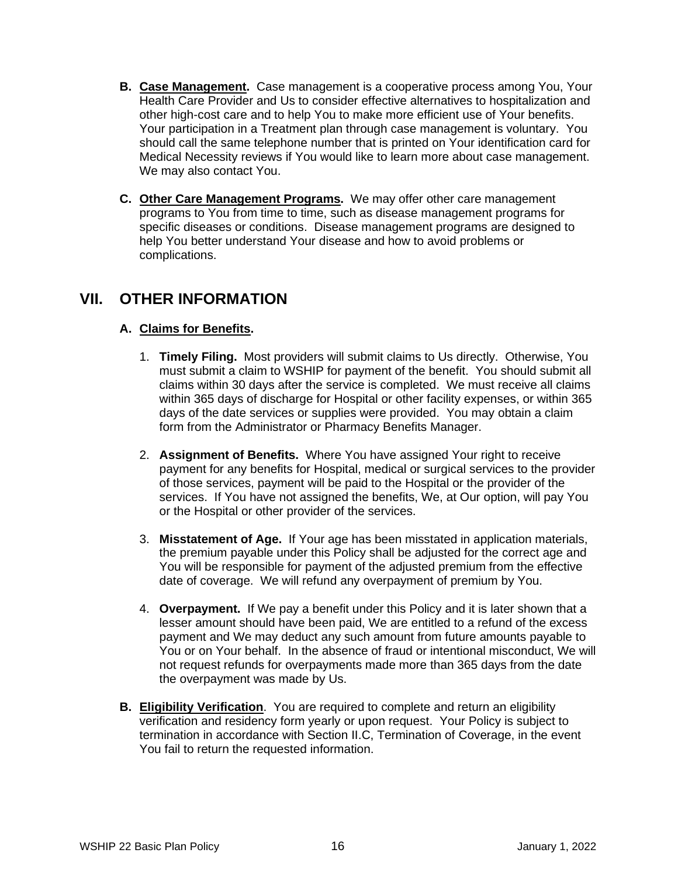**B. Case Management.** Case management is a cooperative process among You, Your Health Care Provider and Us to consider effective alternatives to hospitalization and other high-cost care and to help You to make more efficient use of Your benefits. Your participation in a Treatment plan through case management is voluntary. You should call the same telephone number that is printed on Your identification card for Medical Necessity reviews if You would like to learn more about case management. We may also contact You.

**C. Other Care Management Programs.** We may offer other care management programs to You from time to time, such as disease management programs for specific diseases or conditions. Disease management programs are designed to help You better understand Your disease and how to avoid problems or complications.

## VII. OTHER INFORMATION

### A. Claims for Benefits.

1. **Timely Filing.** Most providers will submit claims to Us directly. Otherwise, You must submit a claim to WSHIP for payment of the benefit. You should submit all claims within 30 days after the service is completed. We must receive all claims within 365 days of discharge for Hospital or other facility expenses, or within 365 days of the date services or supplies were provided. You may obtain a claim form from the Administrator or Pharmacy Benefits Manager.

2. **Assignment of Benefits.** Where You have assigned Your right to receive payment for any benefits for Hospital, medical or surgical services to the provider of those services, payment will be paid to the Hospital or the provider of the services. If You have not assigned the benefits, We, at Our option, will pay You or the Hospital or other provider of the services.

3. **Misstatement of Age.** If Your age has been misstated in application materials, the premium payable under this Policy shall be adjusted for the correct age and You will be responsible for payment of the adjusted premium from the effective date of coverage. We will refund any overpayment of premium by You.

4. **Overpayment.** If We pay a benefit under this Policy and it is later shown that a lesser amount should have been paid, We are entitled to a refund of the excess payment and We may deduct any such amount from future amounts payable to You or on Your behalf. In the absence of fraud or intentional misconduct, We will not request refunds for overpayments made more than 365 days from the date the overpayment was made by Us.

**B. Eligibility Verification**. You are required to complete and return an eligibility verification and residency form yearly or upon request. Your Policy is subject to termination in accordance with Section II.C, Termination of Coverage, in the event You fail to return the requested information.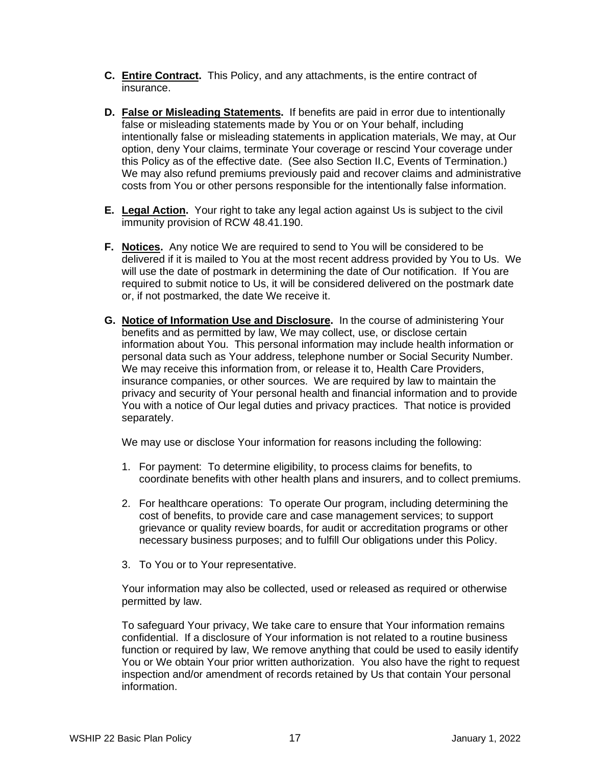**C.** **Entire Contract.** This Policy, and any attachments, is the entire contract of insurance.

**D.** **False or Misleading Statements.** If benefits are paid in error due to intentionally false or misleading statements made by You or on Your behalf, including intentionally false or misleading statements in application materials, We may, at Our option, deny Your claims, terminate Your coverage or rescind Your coverage under this Policy as of the effective date. (See also Section II.C, Events of Termination.) We may also refund premiums previously paid and recover claims and administrative costs from You or other persons responsible for the intentionally false information.

**E.** **Legal Action.** Your right to take any legal action against Us is subject to the civil immunity provision of RCW 48.41.190.

**F.** **Notices.** Any notice We are required to send to You will be considered to be delivered if it is mailed to You at the most recent address provided by You to Us. We will use the date of postmark in determining the date of Our notification. If You are required to submit notice to Us, it will be considered delivered on the postmark date or, if not postmarked, the date We receive it.

**G.** **Notice of Information Use and Disclosure.** In the course of administering Your benefits and as permitted by law, We may collect, use, or disclose certain information about You. This personal information may include health information or personal data such as Your address, telephone number or Social Security Number. We may receive this information from, or release it to, Health Care Providers, insurance companies, or other sources. We are required by law to maintain the privacy and security of Your personal health and financial information and to provide You with a notice of Our legal duties and privacy practices. That notice is provided separately.

We may use or disclose Your information for reasons including the following:

1. For payment: To determine eligibility, to process claims for benefits, to coordinate benefits with other health plans and insurers, and to collect premiums.
2. For healthcare operations: To operate Our program, including determining the cost of benefits, to provide care and case management services; to support grievance or quality review boards, for audit or accreditation programs or other necessary business purposes; and to fulfill Our obligations under this Policy.
3. To You or to Your representative.

Your information may also be collected, used or released as required or otherwise permitted by law.

To safeguard Your privacy, We take care to ensure that Your information remains confidential. If a disclosure of Your information is not related to a routine business function or required by law, We remove anything that could be used to easily identify You or We obtain Your prior written authorization. You also have the right to request inspection and/or amendment of records retained by Us that contain Your personal information.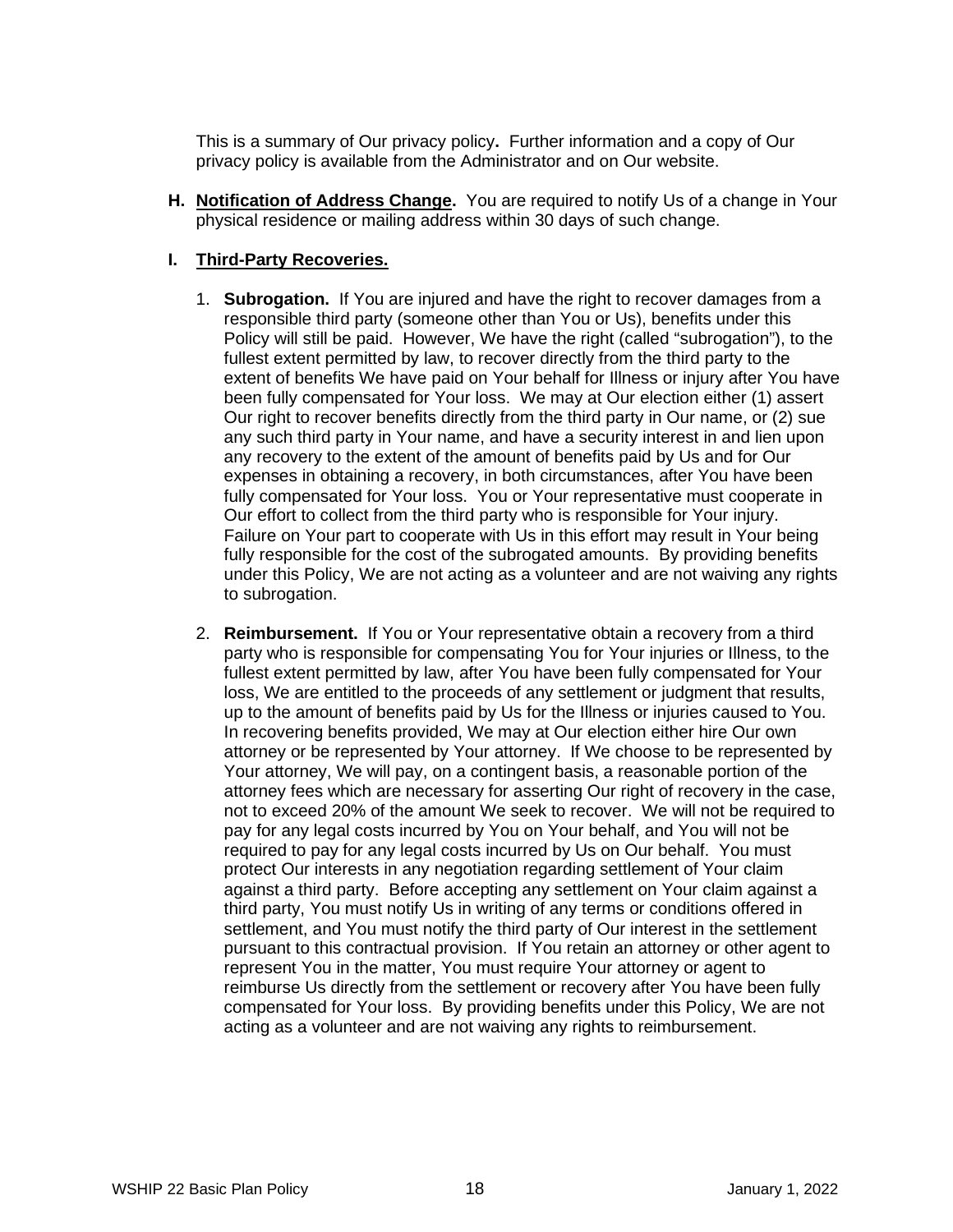This is a summary of Our privacy policy**.** Further information and a copy of Our privacy policy is available from the Administrator and on Our website.

**H. Notification of Address Change.** You are required to notify Us of a change in Your physical residence or mailing address within 30 days of such change.

**I. Third-Party Recoveries.**

1. **Subrogation.** If You are injured and have the right to recover damages from a responsible third party (someone other than You or Us), benefits under this Policy will still be paid. However, We have the right (called "subrogation"), to the fullest extent permitted by law, to recover directly from the third party to the extent of benefits We have paid on Your behalf for Illness or injury after You have been fully compensated for Your loss. We may at Our election either (1) assert Our right to recover benefits directly from the third party in Our name, or (2) sue any such third party in Your name, and have a security interest in and lien upon any recovery to the extent of the amount of benefits paid by Us and for Our expenses in obtaining a recovery, in both circumstances, after You have been fully compensated for Your loss. You or Your representative must cooperate in Our effort to collect from the third party who is responsible for Your injury. Failure on Your part to cooperate with Us in this effort may result in Your being fully responsible for the cost of the subrogated amounts. By providing benefits under this Policy, We are not acting as a volunteer and are not waiving any rights to subrogation.

2. **Reimbursement.** If You or Your representative obtain a recovery from a third party who is responsible for compensating You for Your injuries or Illness, to the fullest extent permitted by law, after You have been fully compensated for Your loss, We are entitled to the proceeds of any settlement or judgment that results, up to the amount of benefits paid by Us for the Illness or injuries caused to You. In recovering benefits provided, We may at Our election either hire Our own attorney or be represented by Your attorney. If We choose to be represented by Your attorney, We will pay, on a contingent basis, a reasonable portion of the attorney fees which are necessary for asserting Our right of recovery in the case, not to exceed 20% of the amount We seek to recover. We will not be required to pay for any legal costs incurred by You on Your behalf, and You will not be required to pay for any legal costs incurred by Us on Our behalf. You must protect Our interests in any negotiation regarding settlement of Your claim against a third party. Before accepting any settlement on Your claim against a third party, You must notify Us in writing of any terms or conditions offered in settlement, and You must notify the third party of Our interest in the settlement pursuant to this contractual provision. If You retain an attorney or other agent to represent You in the matter, You must require Your attorney or agent to reimburse Us directly from the settlement or recovery after You have been fully compensated for Your loss. By providing benefits under this Policy, We are not acting as a volunteer and are not waiving any rights to reimbursement.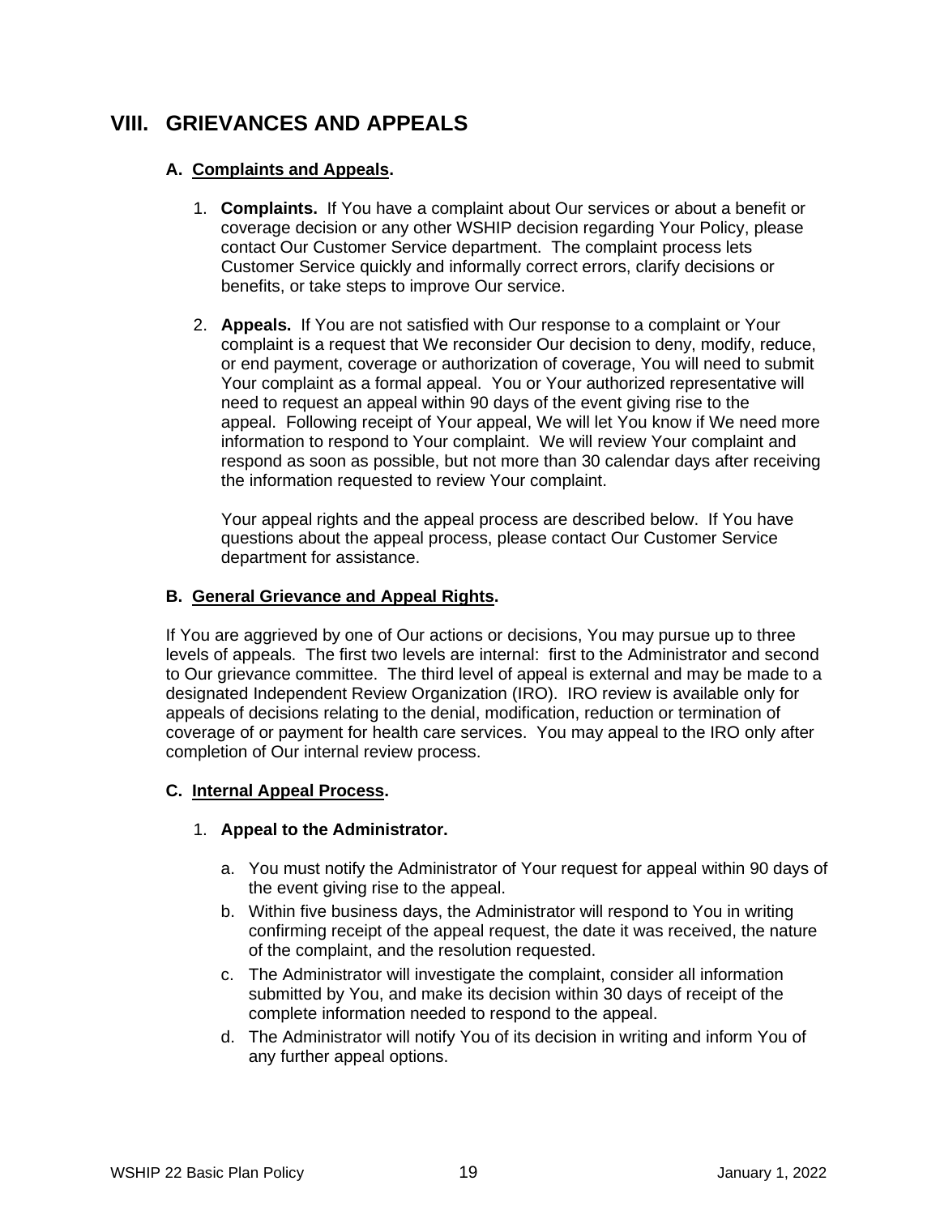# VIII. GRIEVANCES AND APPEALS

## A. Complaints and Appeals.

1. **Complaints.** If You have a complaint about Our services or about a benefit or coverage decision or any other WSHIP decision regarding Your Policy, please contact Our Customer Service department. The complaint process lets Customer Service quickly and informally correct errors, clarify decisions or benefits, or take steps to improve Our service.

2. **Appeals.** If You are not satisfied with Our response to a complaint or Your complaint is a request that We reconsider Our decision to deny, modify, reduce, or end payment, coverage or authorization of coverage, You will need to submit Your complaint as a formal appeal. You or Your authorized representative will need to request an appeal within 90 days of the event giving rise to the appeal. Following receipt of Your appeal, We will let You know if We need more information to respond to Your complaint. We will review Your complaint and respond as soon as possible, but not more than 30 calendar days after receiving the information requested to review Your complaint.

   Your appeal rights and the appeal process are described below. If You have questions about the appeal process, please contact Our Customer Service department for assistance.

## B. General Grievance and Appeal Rights.

If You are aggrieved by one of Our actions or decisions, You may pursue up to three levels of appeals. The first two levels are internal: first to the Administrator and second to Our grievance committee. The third level of appeal is external and may be made to a designated Independent Review Organization (IRO). IRO review is available only for appeals of decisions relating to the denial, modification, reduction or termination of coverage of or payment for health care services. You may appeal to the IRO only after completion of Our internal review process.

## C. Internal Appeal Process.

1. **Appeal to the Administrator.**

   a. You must notify the Administrator of Your request for appeal within 90 days of the event giving rise to the appeal.

   b. Within five business days, the Administrator will respond to You in writing confirming receipt of the appeal request, the date it was received, the nature of the complaint, and the resolution requested.

   c. The Administrator will investigate the complaint, consider all information submitted by You, and make its decision within 30 days of receipt of the complete information needed to respond to the appeal.

   d. The Administrator will notify You of its decision in writing and inform You of any further appeal options.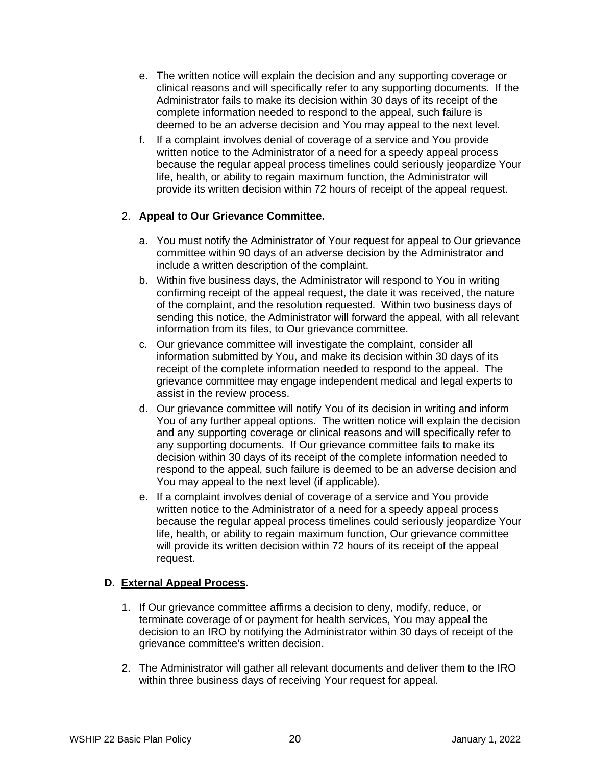e. The written notice will explain the decision and any supporting coverage or clinical reasons and will specifically refer to any supporting documents. If the Administrator fails to make its decision within 30 days of its receipt of the complete information needed to respond to the appeal, such failure is deemed to be an adverse decision and You may appeal to the next level.

f. If a complaint involves denial of coverage of a service and You provide written notice to the Administrator of a need for a speedy appeal process because the regular appeal process timelines could seriously jeopardize Your life, health, or ability to regain maximum function, the Administrator will provide its written decision within 72 hours of receipt of the appeal request.

2. **Appeal to Our Grievance Committee.**

   a. You must notify the Administrator of Your request for appeal to Our grievance committee within 90 days of an adverse decision by the Administrator and include a written description of the complaint.

   b. Within five business days, the Administrator will respond to You in writing confirming receipt of the appeal request, the date it was received, the nature of the complaint, and the resolution requested. Within two business days of sending this notice, the Administrator will forward the appeal, with all relevant information from its files, to Our grievance committee.

   c. Our grievance committee will investigate the complaint, consider all information submitted by You, and make its decision within 30 days of its receipt of the complete information needed to respond to the appeal. The grievance committee may engage independent medical and legal experts to assist in the review process.

   d. Our grievance committee will notify You of its decision in writing and inform You of any further appeal options. The written notice will explain the decision and any supporting coverage or clinical reasons and will specifically refer to any supporting documents. If Our grievance committee fails to make its decision within 30 days of its receipt of the complete information needed to respond to the appeal, such failure is deemed to be an adverse decision and You may appeal to the next level (if applicable).

   e. If a complaint involves denial of coverage of a service and You provide written notice to the Administrator of a need for a speedy appeal process because the regular appeal process timelines could seriously jeopardize Your life, health, or ability to regain maximum function, Our grievance committee will provide its written decision within 72 hours of its receipt of the appeal request.

**D. <u>External Appeal Process</u>.**

1. If Our grievance committee affirms a decision to deny, modify, reduce, or terminate coverage of or payment for health services, You may appeal the decision to an IRO by notifying the Administrator within 30 days of receipt of the grievance committee's written decision.

2. The Administrator will gather all relevant documents and deliver them to the IRO within three business days of receiving Your request for appeal.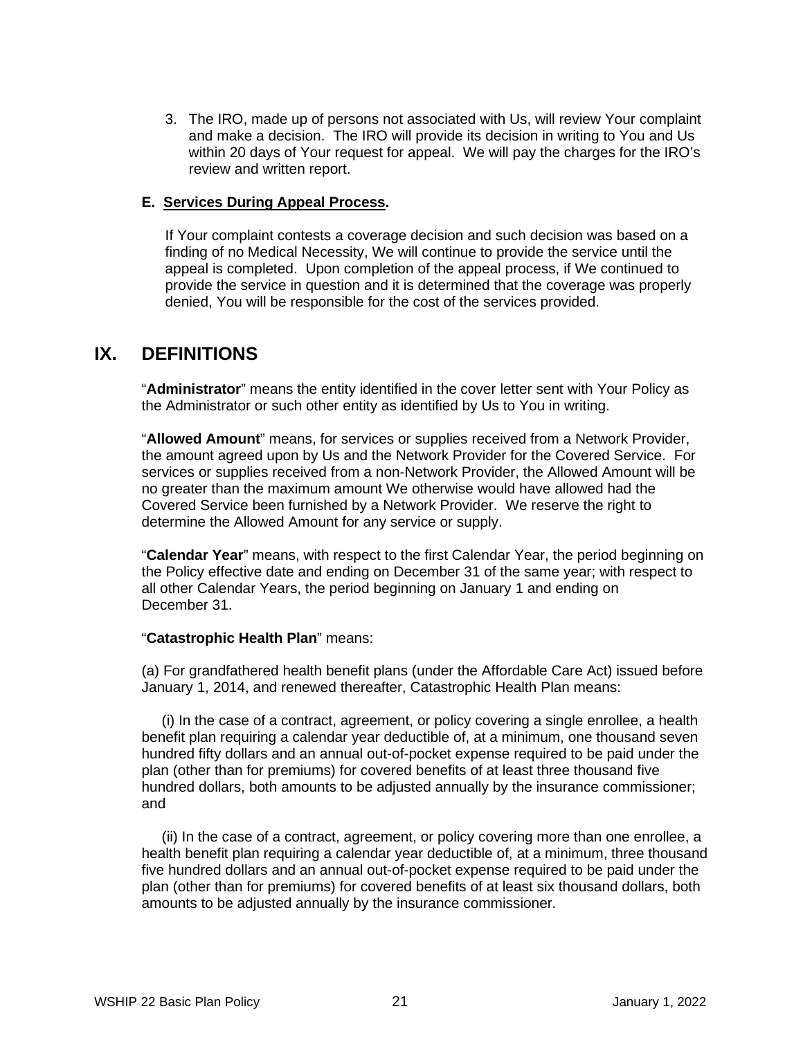3. The IRO, made up of persons not associated with Us, will review Your complaint and make a decision. The IRO will provide its decision in writing to You and Us within 20 days of Your request for appeal. We will pay the charges for the IRO's review and written report.

**E. Services During Appeal Process.**

If Your complaint contests a coverage decision and such decision was based on a finding of no Medical Necessity, We will continue to provide the service until the appeal is completed. Upon completion of the appeal process, if We continued to provide the service in question and it is determined that the coverage was properly denied, You will be responsible for the cost of the services provided.

# IX. DEFINITIONS

"**Administrator**" means the entity identified in the cover letter sent with Your Policy as the Administrator or such other entity as identified by Us to You in writing.

"**Allowed Amount**" means, for services or supplies received from a Network Provider, the amount agreed upon by Us and the Network Provider for the Covered Service. For services or supplies received from a non-Network Provider, the Allowed Amount will be no greater than the maximum amount We otherwise would have allowed had the Covered Service been furnished by a Network Provider. We reserve the right to determine the Allowed Amount for any service or supply.

"**Calendar Year**" means, with respect to the first Calendar Year, the period beginning on the Policy effective date and ending on December 31 of the same year; with respect to all other Calendar Years, the period beginning on January 1 and ending on December 31.

"**Catastrophic Health Plan**" means:

(a) For grandfathered health benefit plans (under the Affordable Care Act) issued before January 1, 2014, and renewed thereafter, Catastrophic Health Plan means:

(i) In the case of a contract, agreement, or policy covering a single enrollee, a health benefit plan requiring a calendar year deductible of, at a minimum, one thousand seven hundred fifty dollars and an annual out-of-pocket expense required to be paid under the plan (other than for premiums) for covered benefits of at least three thousand five hundred dollars, both amounts to be adjusted annually by the insurance commissioner; and

(ii) In the case of a contract, agreement, or policy covering more than one enrollee, a health benefit plan requiring a calendar year deductible of, at a minimum, three thousand five hundred dollars and an annual out-of-pocket expense required to be paid under the plan (other than for premiums) for covered benefits of at least six thousand dollars, both amounts to be adjusted annually by the insurance commissioner.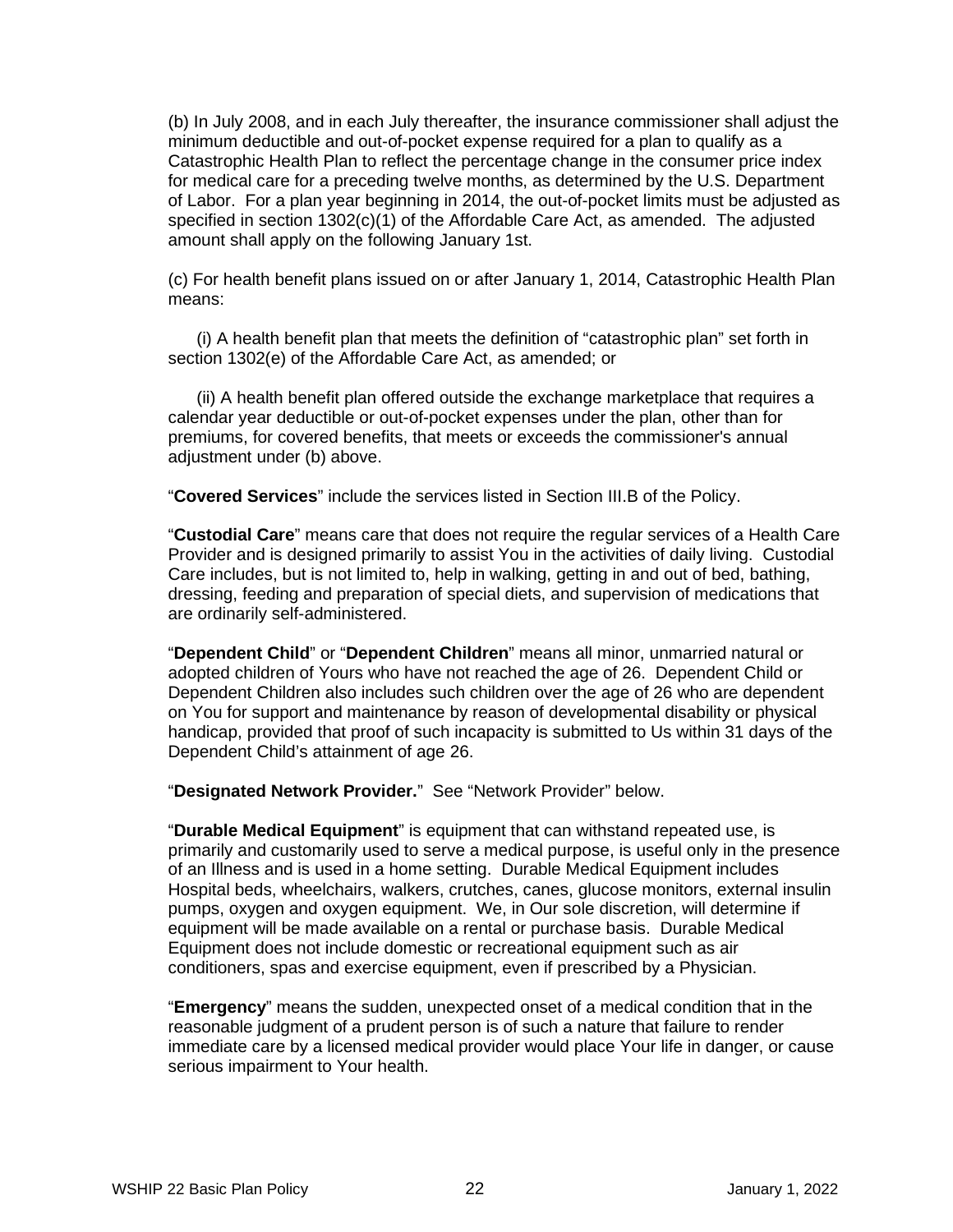(b) In July 2008, and in each July thereafter, the insurance commissioner shall adjust the minimum deductible and out-of-pocket expense required for a plan to qualify as a Catastrophic Health Plan to reflect the percentage change in the consumer price index for medical care for a preceding twelve months, as determined by the U.S. Department of Labor. For a plan year beginning in 2014, the out-of-pocket limits must be adjusted as specified in section 1302(c)(1) of the Affordable Care Act, as amended. The adjusted amount shall apply on the following January 1st.

(c) For health benefit plans issued on or after January 1, 2014, Catastrophic Health Plan means:

(i) A health benefit plan that meets the definition of "catastrophic plan" set forth in section 1302(e) of the Affordable Care Act, as amended; or

(ii) A health benefit plan offered outside the exchange marketplace that requires a calendar year deductible or out-of-pocket expenses under the plan, other than for premiums, for covered benefits, that meets or exceeds the commissioner's annual adjustment under (b) above.

"**Covered Services**" include the services listed in Section III.B of the Policy.

"**Custodial Care**" means care that does not require the regular services of a Health Care Provider and is designed primarily to assist You in the activities of daily living. Custodial Care includes, but is not limited to, help in walking, getting in and out of bed, bathing, dressing, feeding and preparation of special diets, and supervision of medications that are ordinarily self-administered.

"**Dependent Child**" or "**Dependent Children**" means all minor, unmarried natural or adopted children of Yours who have not reached the age of 26. Dependent Child or Dependent Children also includes such children over the age of 26 who are dependent on You for support and maintenance by reason of developmental disability or physical handicap, provided that proof of such incapacity is submitted to Us within 31 days of the Dependent Child's attainment of age 26.

"**Designated Network Provider.**" See "Network Provider" below.

"**Durable Medical Equipment**" is equipment that can withstand repeated use, is primarily and customarily used to serve a medical purpose, is useful only in the presence of an Illness and is used in a home setting. Durable Medical Equipment includes Hospital beds, wheelchairs, walkers, crutches, canes, glucose monitors, external insulin pumps, oxygen and oxygen equipment. We, in Our sole discretion, will determine if equipment will be made available on a rental or purchase basis. Durable Medical Equipment does not include domestic or recreational equipment such as air conditioners, spas and exercise equipment, even if prescribed by a Physician.

"**Emergency**" means the sudden, unexpected onset of a medical condition that in the reasonable judgment of a prudent person is of such a nature that failure to render immediate care by a licensed medical provider would place Your life in danger, or cause serious impairment to Your health.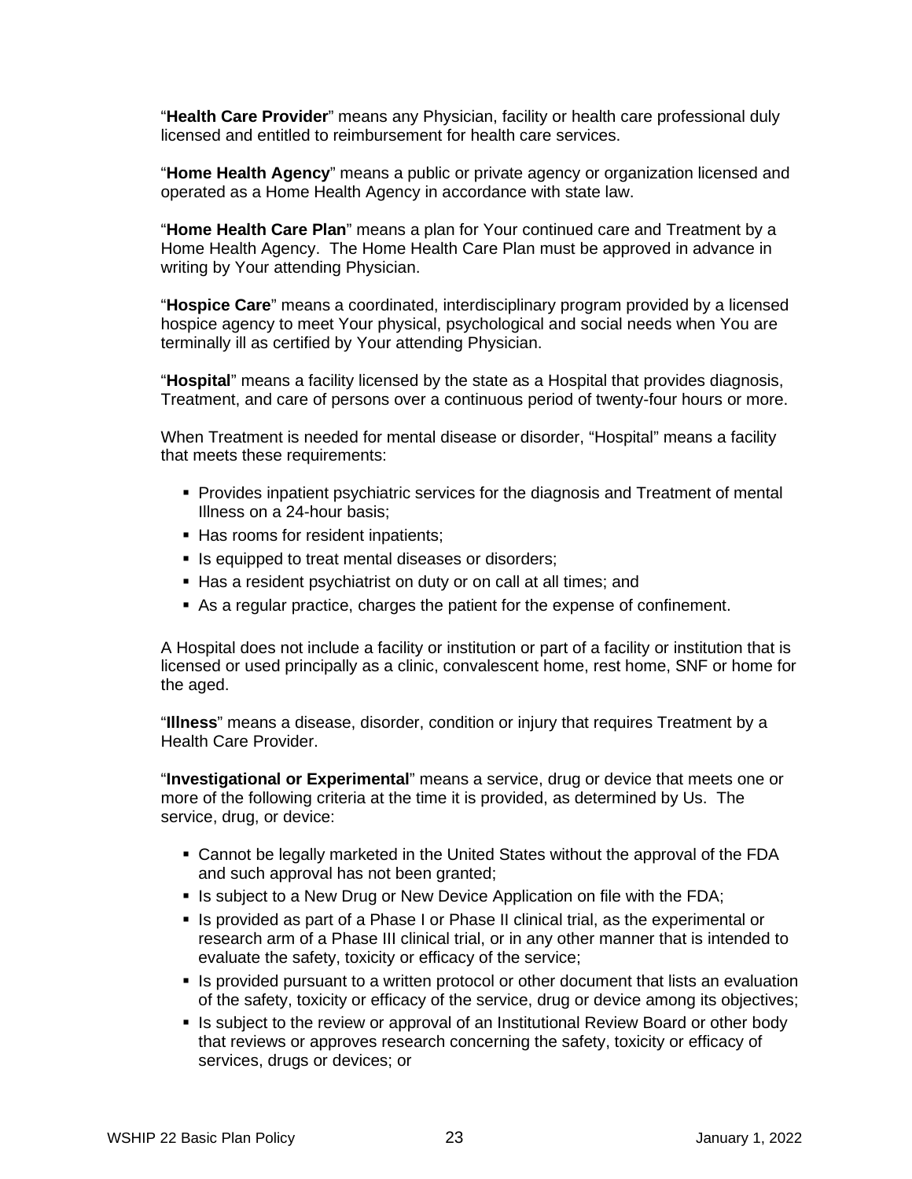"**Health Care Provider**" means any Physician, facility or health care professional duly licensed and entitled to reimbursement for health care services.

"**Home Health Agency**" means a public or private agency or organization licensed and operated as a Home Health Agency in accordance with state law.

"**Home Health Care Plan**" means a plan for Your continued care and Treatment by a Home Health Agency. The Home Health Care Plan must be approved in advance in writing by Your attending Physician.

"**Hospice Care**" means a coordinated, interdisciplinary program provided by a licensed hospice agency to meet Your physical, psychological and social needs when You are terminally ill as certified by Your attending Physician.

"**Hospital**" means a facility licensed by the state as a Hospital that provides diagnosis, Treatment, and care of persons over a continuous period of twenty-four hours or more.

When Treatment is needed for mental disease or disorder, "Hospital" means a facility that meets these requirements:

- Provides inpatient psychiatric services for the diagnosis and Treatment of mental Illness on a 24-hour basis;
- Has rooms for resident inpatients;
- Is equipped to treat mental diseases or disorders;
- Has a resident psychiatrist on duty or on call at all times; and
- As a regular practice, charges the patient for the expense of confinement.

A Hospital does not include a facility or institution or part of a facility or institution that is licensed or used principally as a clinic, convalescent home, rest home, SNF or home for the aged.

"**Illness**" means a disease, disorder, condition or injury that requires Treatment by a Health Care Provider.

"**Investigational or Experimental**" means a service, drug or device that meets one or more of the following criteria at the time it is provided, as determined by Us. The service, drug, or device:

- Cannot be legally marketed in the United States without the approval of the FDA and such approval has not been granted;
- Is subject to a New Drug or New Device Application on file with the FDA;
- Is provided as part of a Phase I or Phase II clinical trial, as the experimental or research arm of a Phase III clinical trial, or in any other manner that is intended to evaluate the safety, toxicity or efficacy of the service;
- Is provided pursuant to a written protocol or other document that lists an evaluation of the safety, toxicity or efficacy of the service, drug or device among its objectives;
- Is subject to the review or approval of an Institutional Review Board or other body that reviews or approves research concerning the safety, toxicity or efficacy of services, drugs or devices; or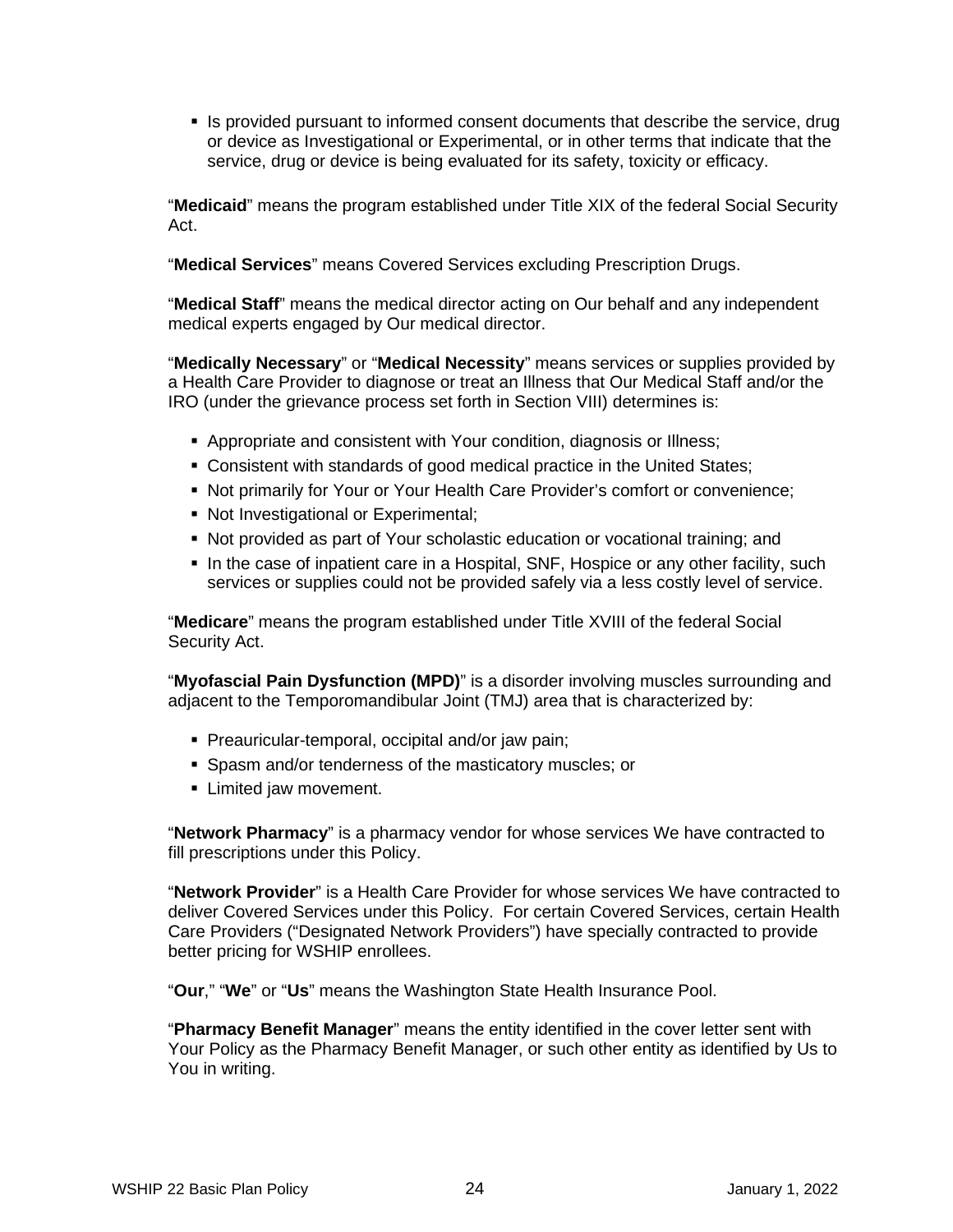- Is provided pursuant to informed consent documents that describe the service, drug or device as Investigational or Experimental, or in other terms that indicate that the service, drug or device is being evaluated for its safety, toxicity or efficacy.

"**Medicaid**" means the program established under Title XIX of the federal Social Security Act.

"**Medical Services**" means Covered Services excluding Prescription Drugs.

"**Medical Staff**" means the medical director acting on Our behalf and any independent medical experts engaged by Our medical director.

"**Medically Necessary**" or "**Medical Necessity**" means services or supplies provided by a Health Care Provider to diagnose or treat an Illness that Our Medical Staff and/or the IRO (under the grievance process set forth in Section VIII) determines is:

- Appropriate and consistent with Your condition, diagnosis or Illness;
- Consistent with standards of good medical practice in the United States;
- Not primarily for Your or Your Health Care Provider's comfort or convenience;
- Not Investigational or Experimental;
- Not provided as part of Your scholastic education or vocational training; and
- In the case of inpatient care in a Hospital, SNF, Hospice or any other facility, such services or supplies could not be provided safely via a less costly level of service.

"**Medicare**" means the program established under Title XVIII of the federal Social Security Act.

"**Myofascial Pain Dysfunction (MPD)**" is a disorder involving muscles surrounding and adjacent to the Temporomandibular Joint (TMJ) area that is characterized by:

- Preauricular-temporal, occipital and/or jaw pain;
- Spasm and/or tenderness of the masticatory muscles; or
- Limited jaw movement.

"**Network Pharmacy**" is a pharmacy vendor for whose services We have contracted to fill prescriptions under this Policy.

"**Network Provider**" is a Health Care Provider for whose services We have contracted to deliver Covered Services under this Policy. For certain Covered Services, certain Health Care Providers ("Designated Network Providers") have specially contracted to provide better pricing for WSHIP enrollees.

"**Our**," "**We**" or "**Us**" means the Washington State Health Insurance Pool.

"**Pharmacy Benefit Manager**" means the entity identified in the cover letter sent with Your Policy as the Pharmacy Benefit Manager, or such other entity as identified by Us to You in writing.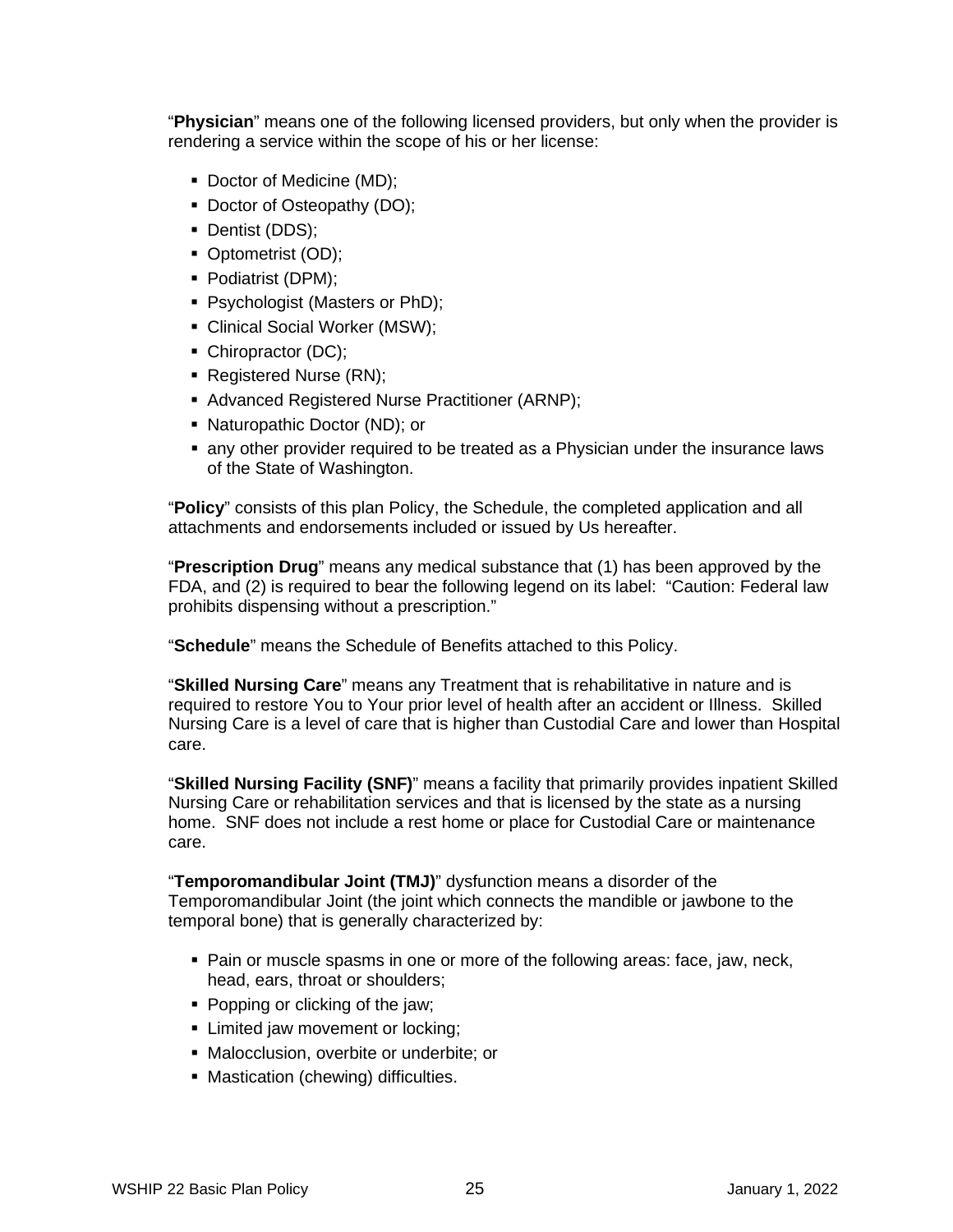"**Physician**" means one of the following licensed providers, but only when the provider is rendering a service within the scope of his or her license:

- Doctor of Medicine (MD);
- Doctor of Osteopathy (DO);
- Dentist (DDS);
- Optometrist (OD);
- Podiatrist (DPM);
- Psychologist (Masters or PhD);
- Clinical Social Worker (MSW);
- Chiropractor (DC);
- Registered Nurse (RN);
- Advanced Registered Nurse Practitioner (ARNP);
- Naturopathic Doctor (ND); or
- any other provider required to be treated as a Physician under the insurance laws of the State of Washington.

"**Policy**" consists of this plan Policy, the Schedule, the completed application and all attachments and endorsements included or issued by Us hereafter.

"**Prescription Drug**" means any medical substance that (1) has been approved by the FDA, and (2) is required to bear the following legend on its label: "Caution: Federal law prohibits dispensing without a prescription."

"**Schedule**" means the Schedule of Benefits attached to this Policy.

"**Skilled Nursing Care**" means any Treatment that is rehabilitative in nature and is required to restore You to Your prior level of health after an accident or Illness. Skilled Nursing Care is a level of care that is higher than Custodial Care and lower than Hospital care.

"**Skilled Nursing Facility (SNF)**" means a facility that primarily provides inpatient Skilled Nursing Care or rehabilitation services and that is licensed by the state as a nursing home. SNF does not include a rest home or place for Custodial Care or maintenance care.

"**Temporomandibular Joint (TMJ)**" dysfunction means a disorder of the Temporomandibular Joint (the joint which connects the mandible or jawbone to the temporal bone) that is generally characterized by:

- Pain or muscle spasms in one or more of the following areas: face, jaw, neck, head, ears, throat or shoulders;
- Popping or clicking of the jaw;
- Limited jaw movement or locking;
- Malocclusion, overbite or underbite; or
- Mastication (chewing) difficulties.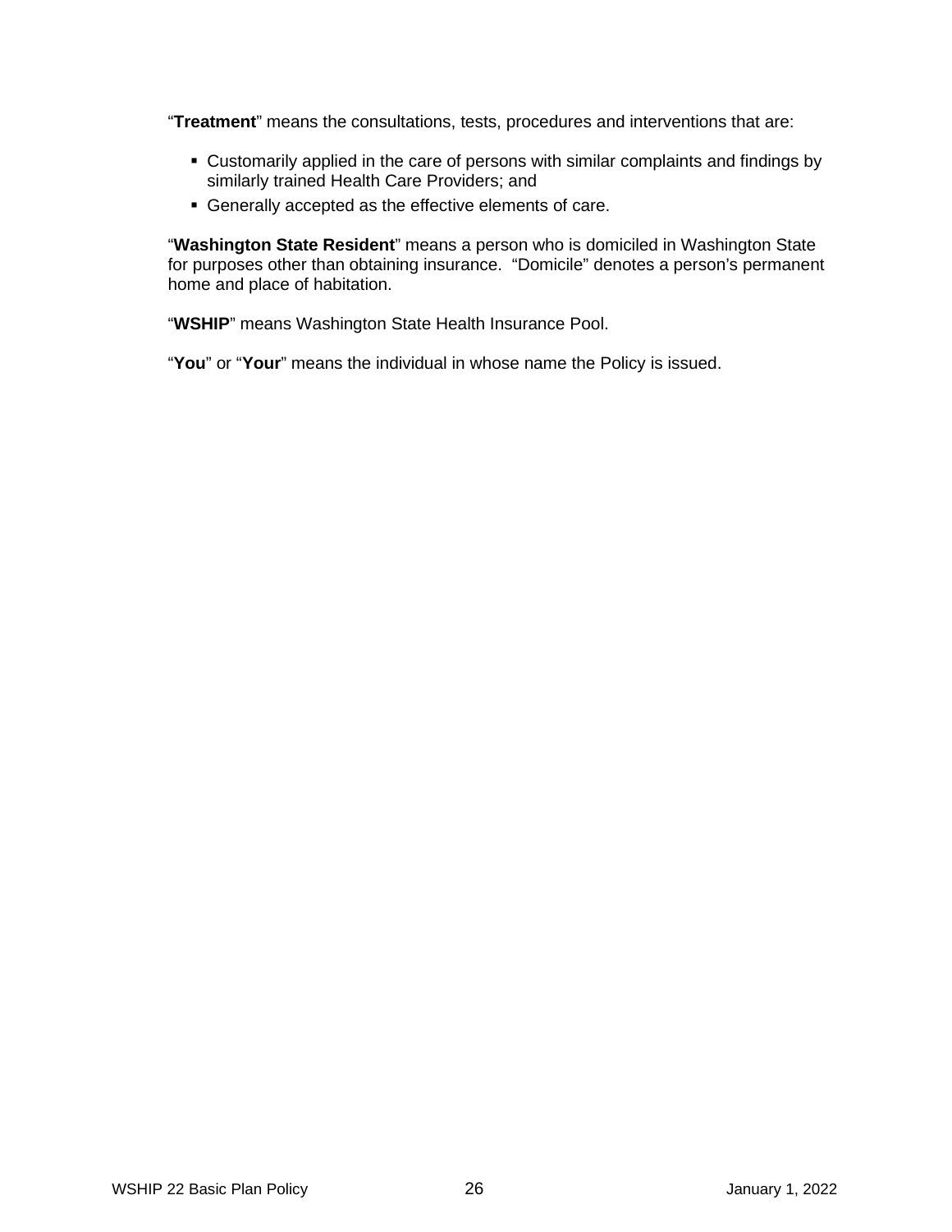“**Treatment**” means the consultations, tests, procedures and interventions that are:

- Customarily applied in the care of persons with similar complaints and findings by similarly trained Health Care Providers; and
- Generally accepted as the effective elements of care.

“**Washington State Resident**” means a person who is domiciled in Washington State for purposes other than obtaining insurance. “Domicile” denotes a person’s permanent home and place of habitation.

“**WSHIP**” means Washington State Health Insurance Pool.

“**You**” or “**Your**” means the individual in whose name the Policy is issued.